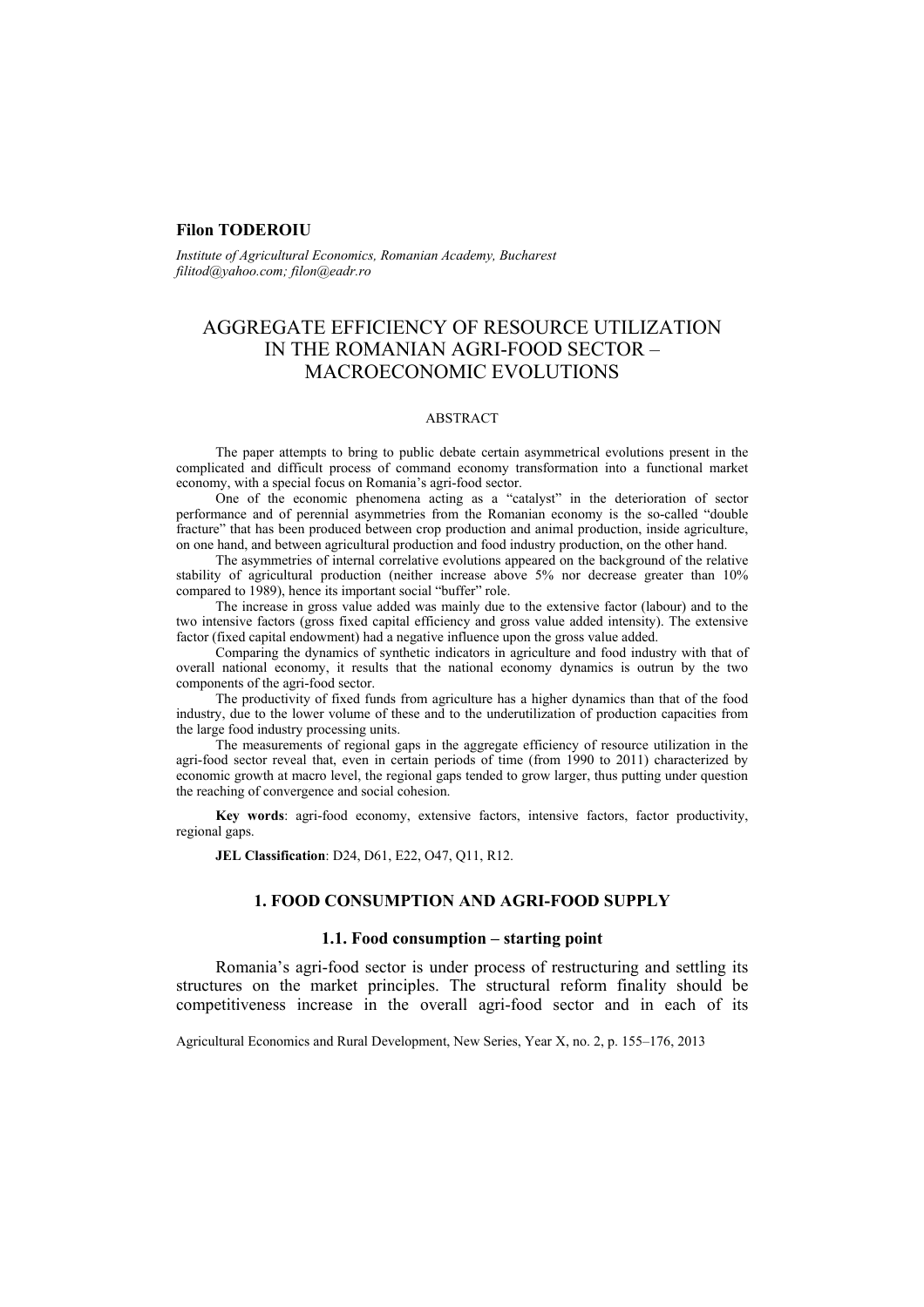**Filon TODEROIU**

*Institute of Agricultural Economics, Romanian Academy, Bucharest*
*filitod@yahoo.com; filon@eadr.ro*

# AGGREGATE EFFICIENCY OF RESOURCE UTILIZATION IN THE ROMANIAN AGRI-FOOD SECTOR – MACROECONOMIC EVOLUTIONS

## ABSTRACT

The paper attempts to bring to public debate certain asymmetrical evolutions present in the complicated and difficult process of command economy transformation into a functional market economy, with a special focus on Romania's agri-food sector.

One of the economic phenomena acting as a "catalyst" in the deterioration of sector performance and of perennial asymmetries from the Romanian economy is the so-called "double fracture" that has been produced between crop production and animal production, inside agriculture, on one hand, and between agricultural production and food industry production, on the other hand.

The asymmetries of internal correlative evolutions appeared on the background of the relative stability of agricultural production (neither increase above 5% nor decrease greater than 10% compared to 1989), hence its important social "buffer" role.

The increase in gross value added was mainly due to the extensive factor (labour) and to the two intensive factors (gross fixed capital efficiency and gross value added intensity). The extensive factor (fixed capital endowment) had a negative influence upon the gross value added.

Comparing the dynamics of synthetic indicators in agriculture and food industry with that of overall national economy, it results that the national economy dynamics is outrun by the two components of the agri-food sector.

The productivity of fixed funds from agriculture has a higher dynamics than that of the food industry, due to the lower volume of these and to the underutilization of production capacities from the large food industry processing units.

The measurements of regional gaps in the aggregate efficiency of resource utilization in the agri-food sector reveal that, even in certain periods of time (from 1990 to 2011) characterized by economic growth at macro level, the regional gaps tended to grow larger, thus putting under question the reaching of convergence and social cohesion.

**Key words**: agri-food economy, extensive factors, intensive factors, factor productivity, regional gaps.

**JEL Classification**: D24, D61, E22, O47, Q11, R12.

## 1. FOOD CONSUMPTION AND AGRI-FOOD SUPPLY

### 1.1. Food consumption – starting point

Romania's agri-food sector is under process of restructuring and settling its structures on the market principles. The structural reform finality should be competitiveness increase in the overall agri-food sector and in each of its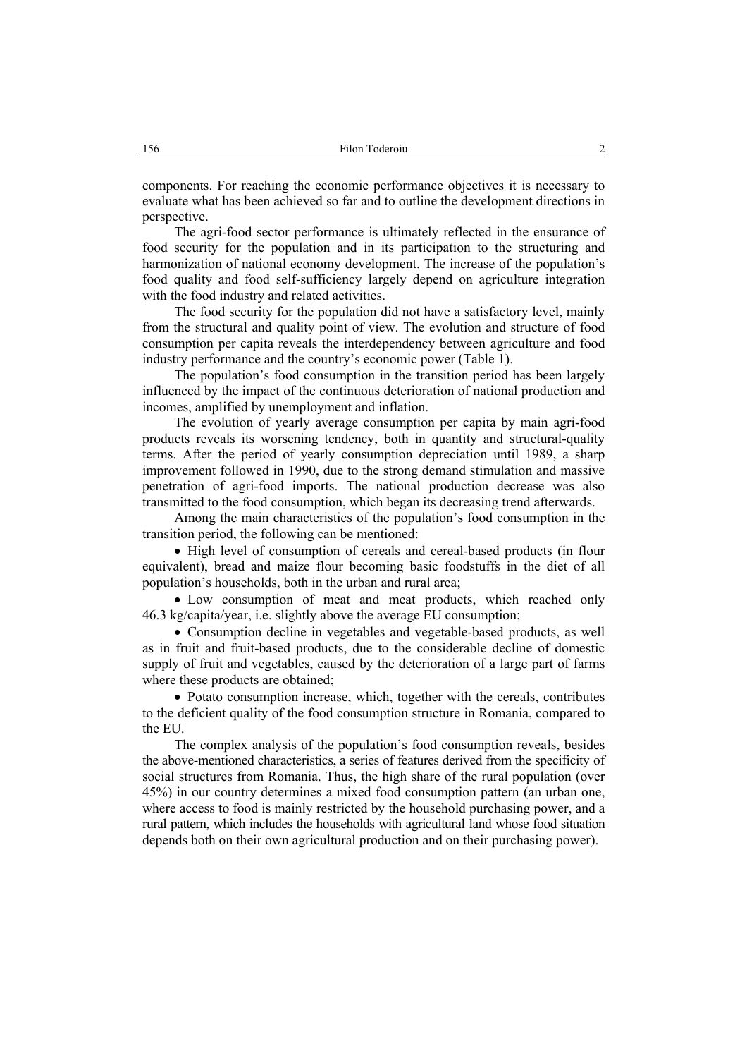components. For reaching the economic performance objectives it is necessary to evaluate what has been achieved so far and to outline the development directions in perspective.

The agri-food sector performance is ultimately reflected in the ensurance of food security for the population and in its participation to the structuring and harmonization of national economy development. The increase of the population's food quality and food self-sufficiency largely depend on agriculture integration with the food industry and related activities.

The food security for the population did not have a satisfactory level, mainly from the structural and quality point of view. The evolution and structure of food consumption per capita reveals the interdependency between agriculture and food industry performance and the country's economic power (Table 1).

The population's food consumption in the transition period has been largely influenced by the impact of the continuous deterioration of national production and incomes, amplified by unemployment and inflation.

The evolution of yearly average consumption per capita by main agri-food products reveals its worsening tendency, both in quantity and structural-quality terms. After the period of yearly consumption depreciation until 1989, a sharp improvement followed in 1990, due to the strong demand stimulation and massive penetration of agri-food imports. The national production decrease was also transmitted to the food consumption, which began its decreasing trend afterwards.

Among the main characteristics of the population's food consumption in the transition period, the following can be mentioned:

- High level of consumption of cereals and cereal-based products (in flour equivalent), bread and maize flour becoming basic foodstuffs in the diet of all population's households, both in the urban and rural area;
- Low consumption of meat and meat products, which reached only 46.3 kg/capita/year, i.e. slightly above the average EU consumption;
- Consumption decline in vegetables and vegetable-based products, as well as in fruit and fruit-based products, due to the considerable decline of domestic supply of fruit and vegetables, caused by the deterioration of a large part of farms where these products are obtained;
- Potato consumption increase, which, together with the cereals, contributes to the deficient quality of the food consumption structure in Romania, compared to the EU.

The complex analysis of the population's food consumption reveals, besides the above-mentioned characteristics, a series of features derived from the specificity of social structures from Romania. Thus, the high share of the rural population (over 45%) in our country determines a mixed food consumption pattern (an urban one, where access to food is mainly restricted by the household purchasing power, and a rural pattern, which includes the households with agricultural land whose food situation depends both on their own agricultural production and on their purchasing power).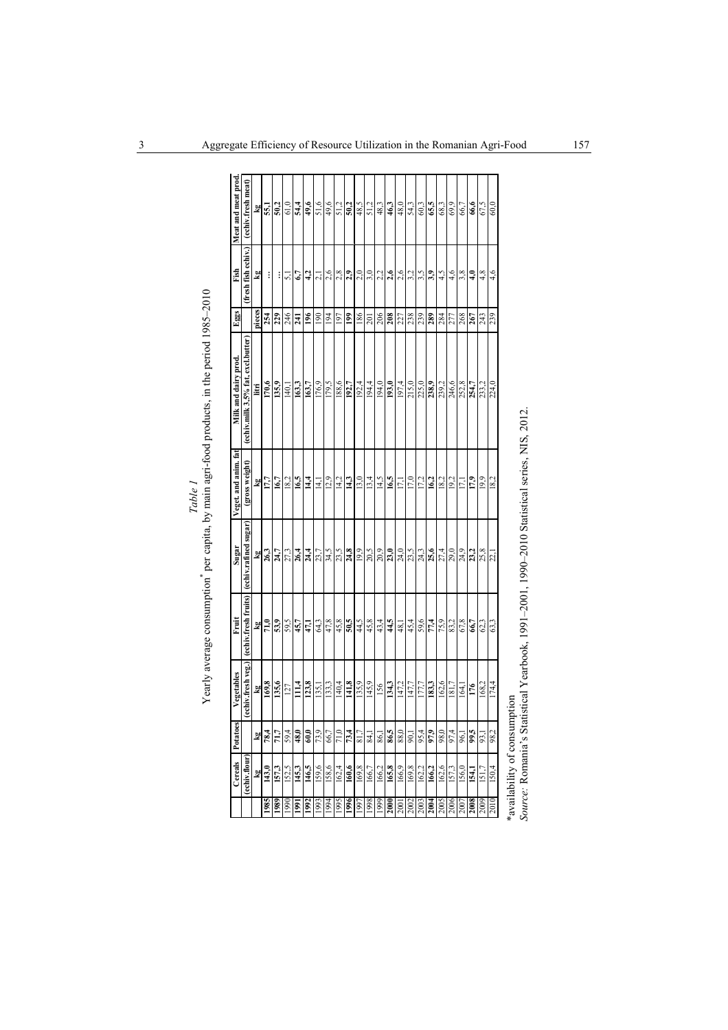*Table 1*

Yearly average consumption* per capita, by main agri-food products, in the period 1985–2010

| | Cereals | Potatoes | Vegetables | Fruit | Sugar | Veget. and anim. fat | Milk and dairy prod. | Eggs | Fish | Meat and meat prod. |
|---|---|---|---|---|---|---|---|---|---|---|
| | (echiv.flour) | | (echiv.fresh veg.) | (echiv.fresh fruits) | (echiv.rafined sugar) | (gross weight) | (echiv.milk 3.5% fat, excl.butter) | | (fresh fish echiv.) | (echiv.fresh meat) |
| | kg | kg | kg | kg | kg | kg | litri | pieces | kg | kg |
| **1985** | **143,0** | **78,4** | **169,8** | **71,0** | **26,3** | **17,7** | **170,6** | **254** | … | **55,1** |
| **1989** | **157,3** | **71,7** | **135,6** | **53,9** | **24,7** | **16,7** | **135,9** | **229** | … | **50,2** |
| 1990 | 152,5 | 59,4 | 127 | 59,5 | 27,3 | 18,2 | 140,1 | 246 | 5,1 | 61,0 |
| **1991** | **145,3** | **48,0** | **111,4** | **45,7** | **26,4** | **16,5** | **163,3** | **241** | **6,7** | **54,4** |
| **1992** | **146,5** | **60,0** | **123,8** | **47,1** | **24,4** | **14,4** | **163,7** | **196** | **4,2** | **49,6** |
| 1993 | 159,6 | 73,9 | 135,1 | 64,3 | 23,7 | 14,1 | 176,9 | 190 | 2,1 | 51,6 |
| 1994 | 158,6 | 66,7 | 133,3 | 47,8 | 34,5 | 12,9 | 179,5 | 194 | 2,6 | 49,6 |
| 1995 | 162,4 | 71,0 | 140,4 | 45,8 | 23,5 | 14,2 | 188,6 | 197 | 2,8 | 51,2 |
| **1996** | **160,6** | **73,4** | **141,8** | **50,5** | **24,8** | **14,3** | **192,7** | **199** | **2,9** | **50,2** |
| 1997 | 169,8 | 81,7 | 135,9 | 44,5 | 19,9 | 13,0 | 192,4 | 186 | 2,0 | 48,5 |
| 1998 | 166,7 | 84,1 | 145,9 | 45,8 | 20,5 | 13,4 | 194,4 | 201 | 3,0 | 51,2 |
| 1999 | 166,2 | 86,1 | 156 | 43,4 | 20,9 | 14,5 | 194,0 | 206 | 2,2 | 48,3 |
| **2000** | **165,8** | **86,5** | **134,3** | **44,5** | **23,0** | **16,5** | **193,0** | **208** | **2,6** | **46,3** |
| 2001 | 166,9 | 88,0 | 147,2 | 48,1 | 24,0 | 17,1 | 197,4 | 227 | 2,6 | 48,0 |
| 2002 | 169,8 | 90,1 | 147,7 | 45,4 | 23,5 | 17,0 | 215,0 | 238 | 3,2 | 54,3 |
| 2003 | 162,2 | 95,4 | 177,7 | 59,6 | 24,3 | 17,2 | 225,0 | 239 | 3,5 | 60,3 |
| **2004** | **166,2** | **97,9** | **183,3** | **77,4** | **25,6** | **16,2** | **238,9** | **289** | **3,9** | **65,5** |
| 2005 | 162,6 | 98,0 | 162,6 | 75,9 | 27,4 | 18,2 | 239,2 | 284 | 4,5 | 68,3 |
| 2006 | 157,3 | 97,4 | 181,7 | 83,2 | 29,0 | 19,2 | 246,6 | 277 | 4,6 | 69,9 |
| 2007 | 156,0 | 96,1 | 164,1 | 67,8 | 24,9 | 17,1 | 252,8 | 268 | 3,8 | 66,7 |
| **2008** | **154,1** | **99,5** | **176** | **66,7** | **23,2** | **17,9** | **254,7** | **267** | **4,0** | **66,6** |
| 2009 | 151,7 | 93,1 | 168,2 | 62,3 | 25,8 | 19,9 | 233,2 | 243 | 4,8 | 67,5 |
| 2010 | 150,4 | 98,2 | 174,4 | 63,3 | 22,1 | 18,2 | 224,0 | 239 | 4,6 | 60,0 |

*availability of consumption

*Source*: Romania's Statistical Yearbook, 1991–2001, 1990–2010 Statistical series, NIS, 2012.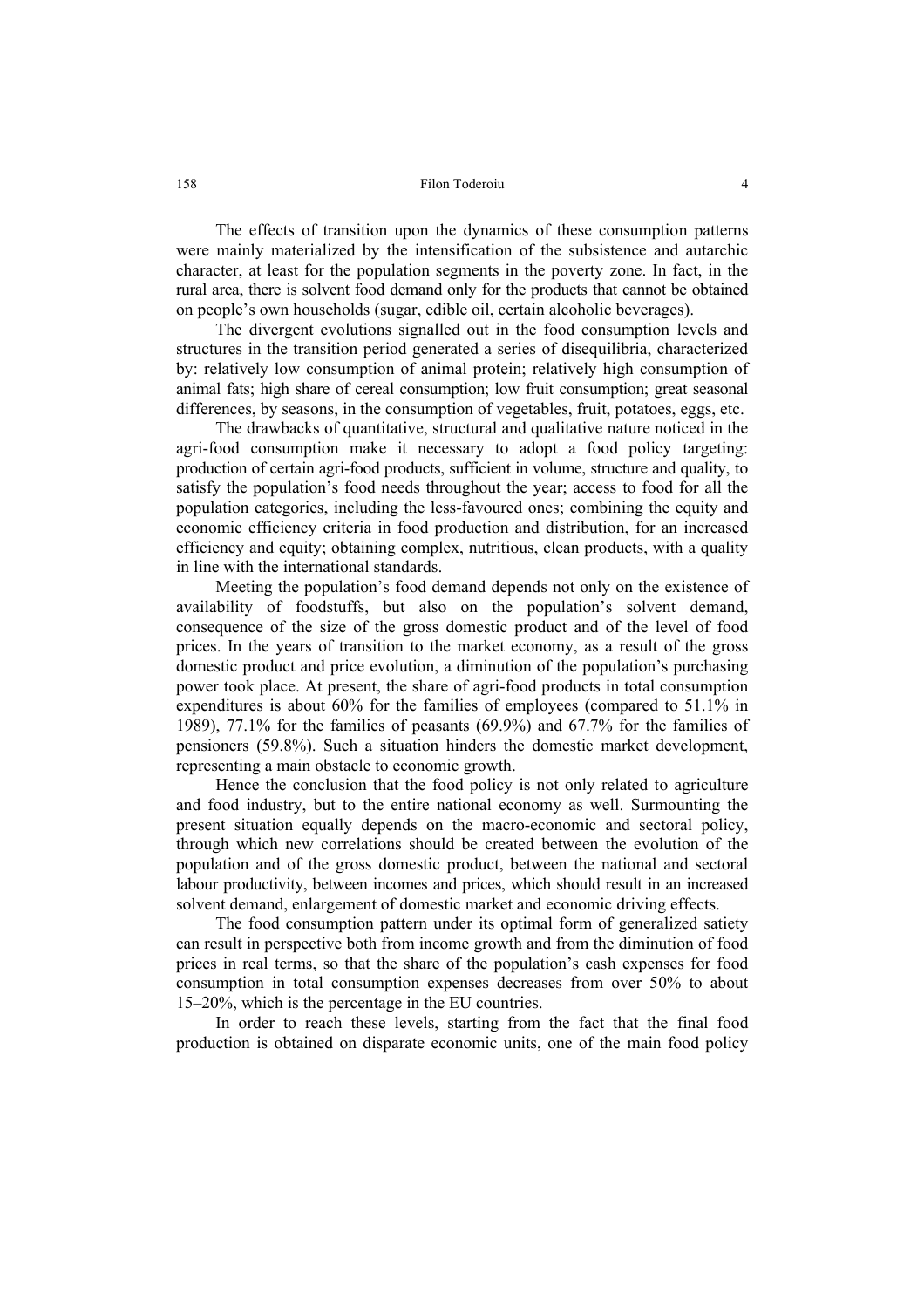The effects of transition upon the dynamics of these consumption patterns were mainly materialized by the intensification of the subsistence and autarchic character, at least for the population segments in the poverty zone. In fact, in the rural area, there is solvent food demand only for the products that cannot be obtained on people's own households (sugar, edible oil, certain alcoholic beverages).

The divergent evolutions signalled out in the food consumption levels and structures in the transition period generated a series of disequilibria, characterized by: relatively low consumption of animal protein; relatively high consumption of animal fats; high share of cereal consumption; low fruit consumption; great seasonal differences, by seasons, in the consumption of vegetables, fruit, potatoes, eggs, etc.

The drawbacks of quantitative, structural and qualitative nature noticed in the agri-food consumption make it necessary to adopt a food policy targeting: production of certain agri-food products, sufficient in volume, structure and quality, to satisfy the population's food needs throughout the year; access to food for all the population categories, including the less-favoured ones; combining the equity and economic efficiency criteria in food production and distribution, for an increased efficiency and equity; obtaining complex, nutritious, clean products, with a quality in line with the international standards.

Meeting the population's food demand depends not only on the existence of availability of foodstuffs, but also on the population's solvent demand, consequence of the size of the gross domestic product and of the level of food prices. In the years of transition to the market economy, as a result of the gross domestic product and price evolution, a diminution of the population's purchasing power took place. At present, the share of agri-food products in total consumption expenditures is about 60% for the families of employees (compared to 51.1% in 1989), 77.1% for the families of peasants (69.9%) and 67.7% for the families of pensioners (59.8%). Such a situation hinders the domestic market development, representing a main obstacle to economic growth.

Hence the conclusion that the food policy is not only related to agriculture and food industry, but to the entire national economy as well. Surmounting the present situation equally depends on the macro-economic and sectoral policy, through which new correlations should be created between the evolution of the population and of the gross domestic product, between the national and sectoral labour productivity, between incomes and prices, which should result in an increased solvent demand, enlargement of domestic market and economic driving effects.

The food consumption pattern under its optimal form of generalized satiety can result in perspective both from income growth and from the diminution of food prices in real terms, so that the share of the population's cash expenses for food consumption in total consumption expenses decreases from over 50% to about 15–20%, which is the percentage in the EU countries.

In order to reach these levels, starting from the fact that the final food production is obtained on disparate economic units, one of the main food policy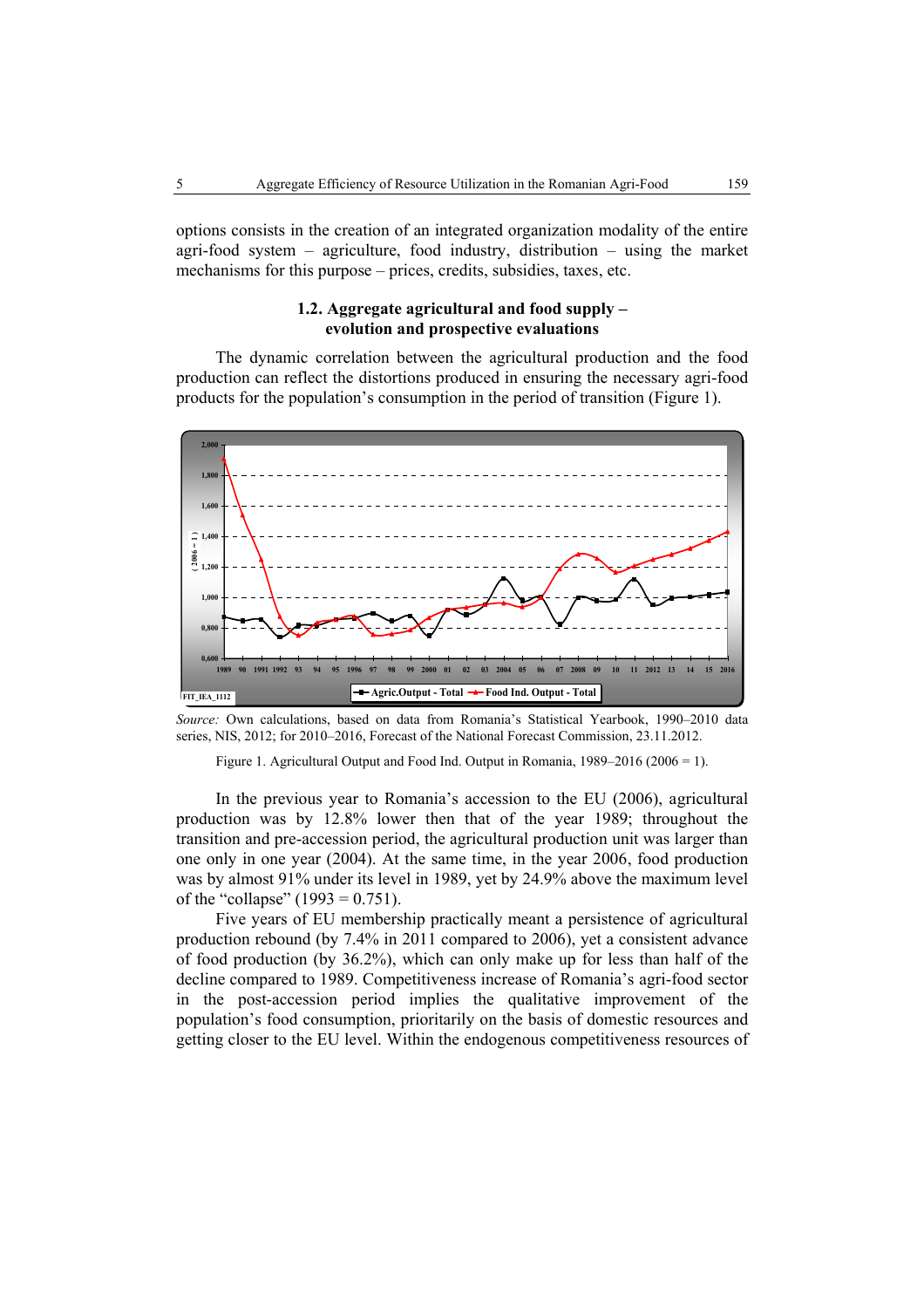options consists in the creation of an integrated organization modality of the entire agri-food system – agriculture, food industry, distribution – using the market mechanisms for this purpose – prices, credits, subsidies, taxes, etc.

### 1.2. Aggregate agricultural and food supply – evolution and prospective evaluations

The dynamic correlation between the agricultural production and the food production can reflect the distortions produced in ensuring the necessary agri-food products for the population's consumption in the period of transition (Figure 1).

*Source:* Own calculations, based on data from Romania's Statistical Yearbook, 1990–2010 data series, NIS, 2012; for 2010–2016, Forecast of the National Forecast Commission, 23.11.2012.

Figure 1. Agricultural Output and Food Ind. Output in Romania, 1989–2016 (2006 = 1).

In the previous year to Romania's accession to the EU (2006), agricultural production was by 12.8% lower then that of the year 1989; throughout the transition and pre-accession period, the agricultural production unit was larger than one only in one year (2004). At the same time, in the year 2006, food production was by almost 91% under its level in 1989, yet by 24.9% above the maximum level of the "collapse" (1993 = 0.751).

Five years of EU membership practically meant a persistence of agricultural production rebound (by 7.4% in 2011 compared to 2006), yet a consistent advance of food production (by 36.2%), which can only make up for less than half of the decline compared to 1989. Competitiveness increase of Romania's agri-food sector in the post-accession period implies the qualitative improvement of the population's food consumption, prioritarily on the basis of domestic resources and getting closer to the EU level. Within the endogenous competitiveness resources of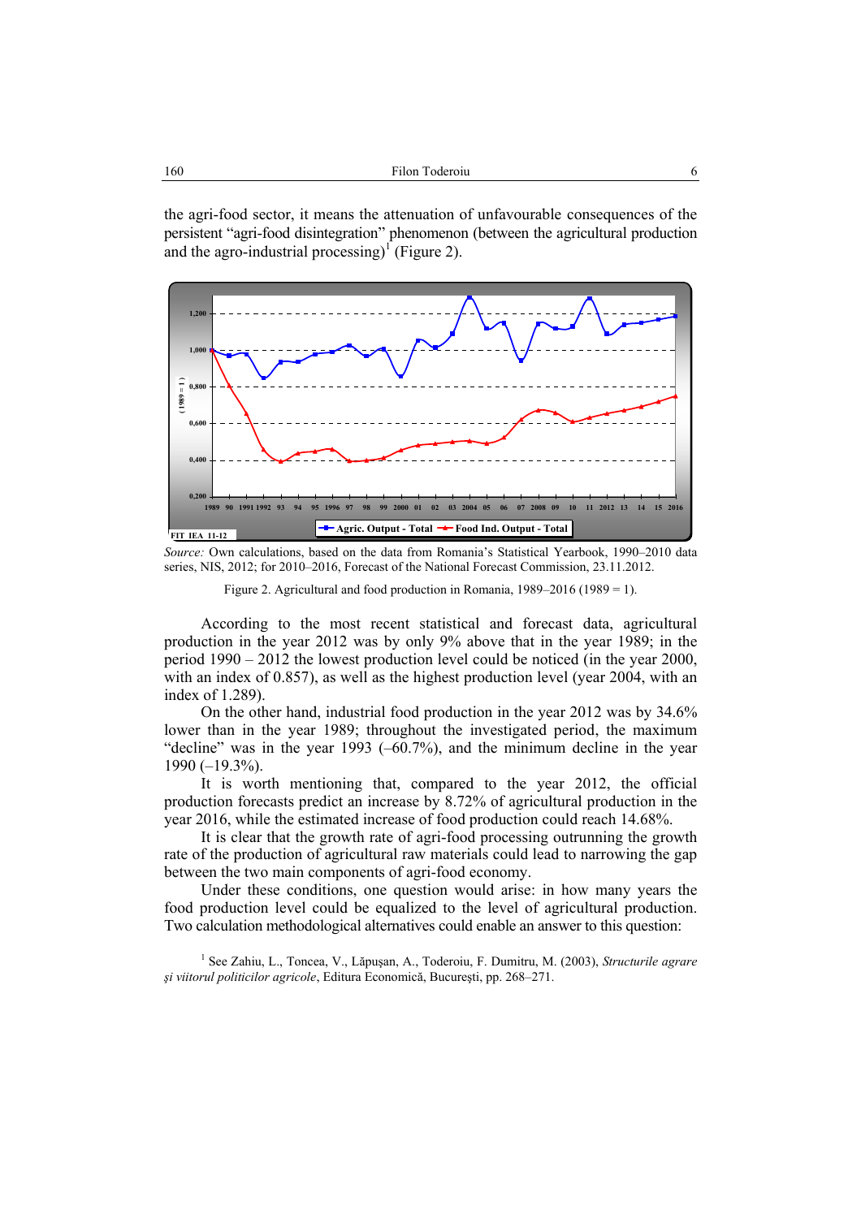the agri-food sector, it means the attenuation of unfavourable consequences of the persistent "agri-food disintegration" phenomenon (between the agricultural production and the agro-industrial processing)[1] (Figure 2).

*Source:* Own calculations, based on the data from Romania's Statistical Yearbook, 1990–2010 data series, NIS, 2012; for 2010–2016, Forecast of the National Forecast Commission, 23.11.2012.

Figure 2. Agricultural and food production in Romania, 1989–2016 (1989 = 1).

According to the most recent statistical and forecast data, agricultural production in the year 2012 was by only 9% above that in the year 1989; in the period 1990 – 2012 the lowest production level could be noticed (in the year 2000, with an index of 0.857), as well as the highest production level (year 2004, with an index of 1.289).

On the other hand, industrial food production in the year 2012 was by 34.6% lower than in the year 1989; throughout the investigated period, the maximum "decline" was in the year 1993 (–60.7%), and the minimum decline in the year 1990 (–19.3%).

It is worth mentioning that, compared to the year 2012, the official production forecasts predict an increase by 8.72% of agricultural production in the year 2016, while the estimated increase of food production could reach 14.68%.

It is clear that the growth rate of agri-food processing outrunning the growth rate of the production of agricultural raw materials could lead to narrowing the gap between the two main components of agri-food economy.

Under these conditions, one question would arise: in how many years the food production level could be equalized to the level of agricultural production. Two calculation methodological alternatives could enable an answer to this question:

[1] See Zahiu, L., Toncea, V., Lăpuşan, A., Toderoiu, F. Dumitru, M. (2003), *Structurile agrare şi viitorul politicilor agricole*, Editura Economică, Bucureşti, pp. 268–271.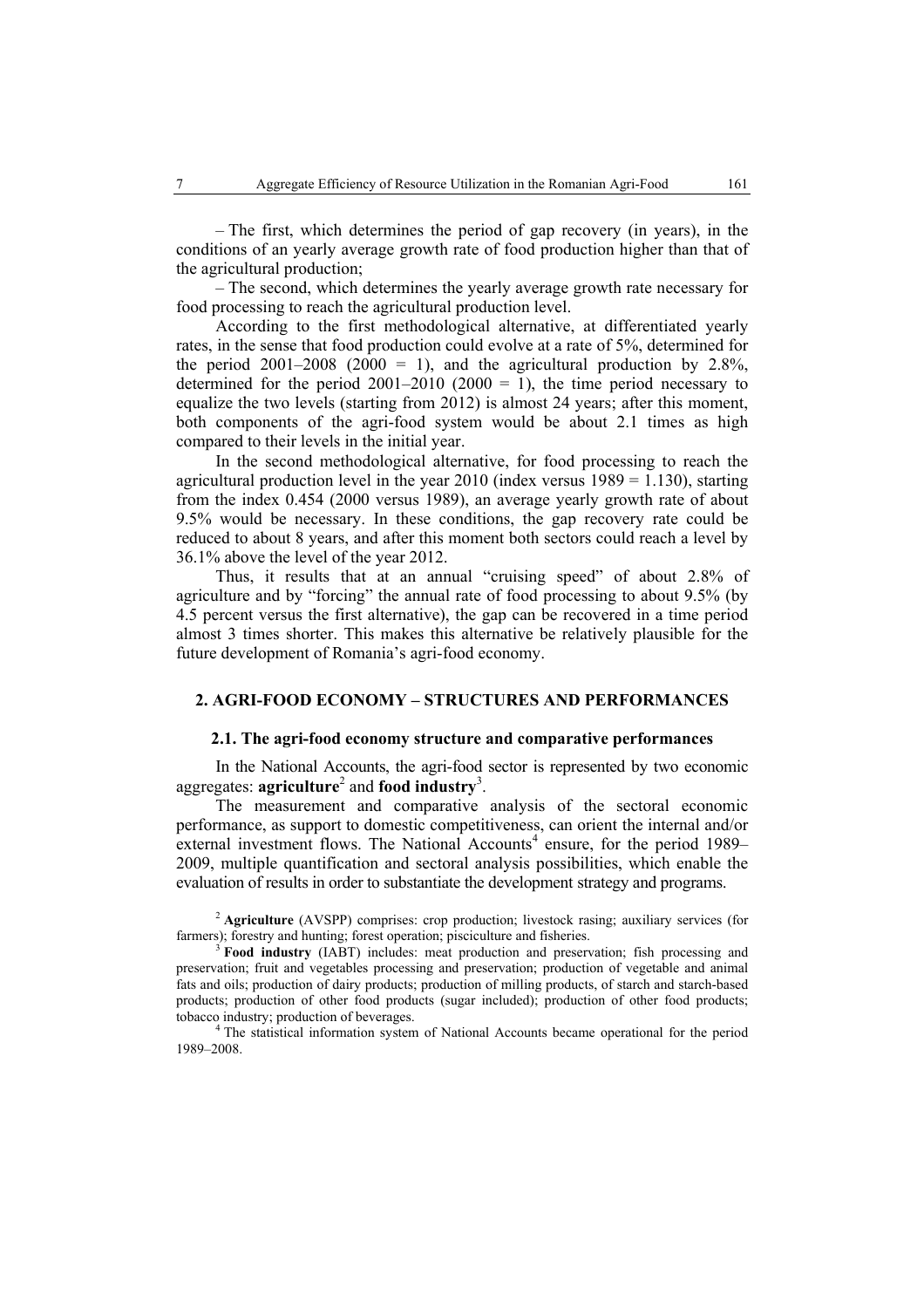– The first, which determines the period of gap recovery (in years), in the conditions of an yearly average growth rate of food production higher than that of the agricultural production;

– The second, which determines the yearly average growth rate necessary for food processing to reach the agricultural production level.

According to the first methodological alternative, at differentiated yearly rates, in the sense that food production could evolve at a rate of 5%, determined for the period 2001–2008 (2000 = 1), and the agricultural production by 2.8%, determined for the period 2001–2010 (2000 = 1), the time period necessary to equalize the two levels (starting from 2012) is almost 24 years; after this moment, both components of the agri-food system would be about 2.1 times as high compared to their levels in the initial year.

In the second methodological alternative, for food processing to reach the agricultural production level in the year 2010 (index versus 1989 = 1.130), starting from the index 0.454 (2000 versus 1989), an average yearly growth rate of about 9.5% would be necessary. In these conditions, the gap recovery rate could be reduced to about 8 years, and after this moment both sectors could reach a level by 36.1% above the level of the year 2012.

Thus, it results that at an annual "cruising speed" of about 2.8% of agriculture and by "forcing" the annual rate of food processing to about 9.5% (by 4.5 percent versus the first alternative), the gap can be recovered in a time period almost 3 times shorter. This makes this alternative be relatively plausible for the future development of Romania's agri-food economy.

## 2. AGRI-FOOD ECONOMY – STRUCTURES AND PERFORMANCES

### 2.1. The agri-food economy structure and comparative performances

In the National Accounts, the agri-food sector is represented by two economic aggregates: **agriculture**[2] and **food industry**[3].

The measurement and comparative analysis of the sectoral economic performance, as support to domestic competitiveness, can orient the internal and/or external investment flows. The National Accounts[4] ensure, for the period 1989–2009, multiple quantification and sectoral analysis possibilities, which enable the evaluation of results in order to substantiate the development strategy and programs.

[2] **Agriculture** (AVSPP) comprises: crop production; livestock rasing; auxiliary services (for farmers); forestry and hunting; forest operation; pisciculture and fisheries.

[3] **Food industry** (IABT) includes: meat production and preservation; fish processing and preservation; fruit and vegetables processing and preservation; production of vegetable and animal fats and oils; production of dairy products; production of milling products, of starch and starch-based products; production of other food products (sugar included); production of other food products; tobacco industry; production of beverages.

[4] The statistical information system of National Accounts became operational for the period 1989–2008.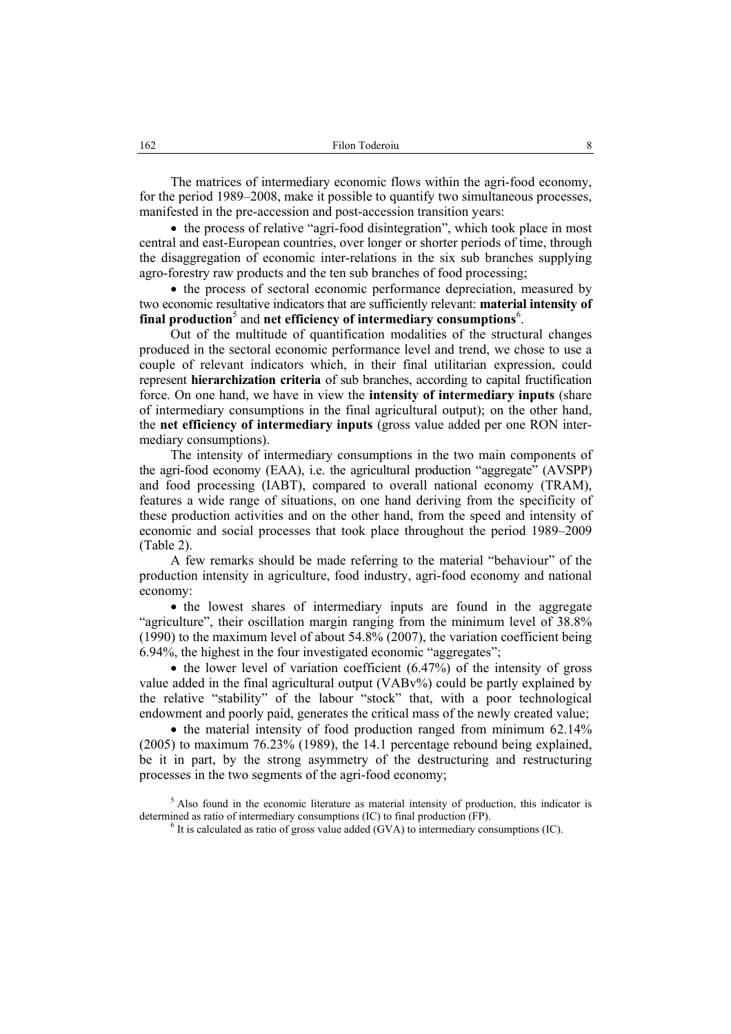The matrices of intermediary economic flows within the agri-food economy, for the period 1989–2008, make it possible to quantify two simultaneous processes, manifested in the pre-accession and post-accession transition years:

- the process of relative "agri-food disintegration", which took place in most central and east-European countries, over longer or shorter periods of time, through the disaggregation of economic inter-relations in the six sub branches supplying agro-forestry raw products and the ten sub branches of food processing;
- the process of sectoral economic performance depreciation, measured by two economic resultative indicators that are sufficiently relevant: **material intensity of final production**[5] and **net efficiency of intermediary consumptions**[6].

Out of the multitude of quantification modalities of the structural changes produced in the sectoral economic performance level and trend, we chose to use a couple of relevant indicators which, in their final utilitarian expression, could represent **hierarchization criteria** of sub branches, according to capital fructification force. On one hand, we have in view the **intensity of intermediary inputs** (share of intermediary consumptions in the final agricultural output); on the other hand, the **net efficiency of intermediary inputs** (gross value added per one RON intermediary consumptions).

The intensity of intermediary consumptions in the two main components of the agri-food economy (EAA), i.e. the agricultural production "aggregate" (AVSPP) and food processing (IABT), compared to overall national economy (TRAM), features a wide range of situations, on one hand deriving from the specificity of these production activities and on the other hand, from the speed and intensity of economic and social processes that took place throughout the period 1989–2009 (Table 2).

A few remarks should be made referring to the material "behaviour" of the production intensity in agriculture, food industry, agri-food economy and national economy:

- the lowest shares of intermediary inputs are found in the aggregate "agriculture", their oscillation margin ranging from the minimum level of 38.8% (1990) to the maximum level of about 54.8% (2007), the variation coefficient being 6.94%, the highest in the four investigated economic "aggregates";
- the lower level of variation coefficient (6.47%) of the intensity of gross value added in the final agricultural output (VABv%) could be partly explained by the relative "stability" of the labour "stock" that, with a poor technological endowment and poorly paid, generates the critical mass of the newly created value;
- the material intensity of food production ranged from minimum 62.14% (2005) to maximum 76.23% (1989), the 14.1 percentage rebound being explained, be it in part, by the strong asymmetry of the destructuring and restructuring processes in the two segments of the agri-food economy;

[5] Also found in the economic literature as material intensity of production, this indicator is determined as ratio of intermediary consumptions (IC) to final production (FP).

[6] It is calculated as ratio of gross value added (GVA) to intermediary consumptions (IC).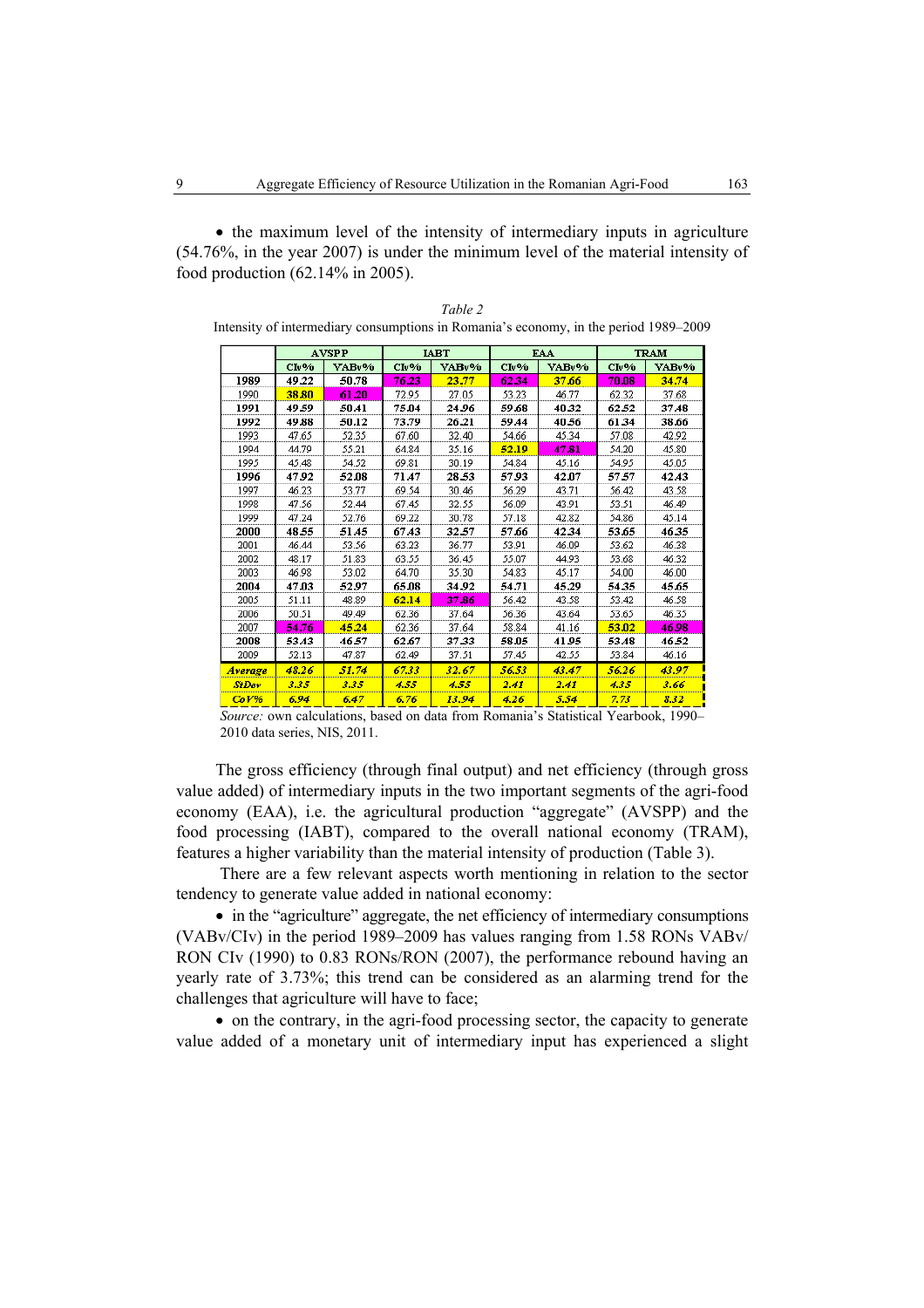• the maximum level of the intensity of intermediary inputs in agriculture (54.76%, in the year 2007) is under the minimum level of the material intensity of food production (62.14% in 2005).

*Table 2*

Intensity of intermediary consumptions in Romania's economy, in the period 1989–2009

| | AVSPP | | IABT | | EAA | | TRAM | |
|---|---|---|---|---|---|---|---|---|
| | CIv% | VABv% | CIv% | VABv% | CIv% | VABv% | CIv% | VABv% |
| **1989** | **49.22** | **50.78** | **76.23** | **23.77** | **62.34** | **37.66** | **70.08** | **34.74** |
| 1990 | **38.80** | **61.20** | 72.95 | 27.05 | 53.23 | 46.77 | 62.32 | 37.68 |
| **1991** | **49.59** | **50.41** | **75.04** | **24.96** | **59.68** | **40.32** | **62.52** | **37.48** |
| **1992** | **49.88** | **50.12** | **73.79** | **26.21** | **59.44** | **40.56** | **61.34** | **38.66** |
| 1993 | 47.65 | 52.35 | 67.60 | 32.40 | 54.66 | 45.34 | 57.08 | 42.92 |
| 1994 | 44.79 | 55.21 | 64.84 | 35.16 | **52.19** | **47.81** | 54.20 | 45.80 |
| 1995 | 45.48 | 54.52 | 69.81 | 30.19 | 54.84 | 45.16 | 54.95 | 45.05 |
| **1996** | **47.92** | **52.08** | **71.47** | **28.53** | **57.93** | **42.07** | **57.57** | **42.43** |
| 1997 | 46.23 | 53.77 | 69.54 | 30.46 | 56.29 | 43.71 | 56.42 | 43.58 |
| 1998 | 47.56 | 52.44 | 67.45 | 32.55 | 56.09 | 43.91 | 53.51 | 46.49 |
| 1999 | 47.24 | 52.76 | 69.22 | 30.78 | 57.18 | 42.82 | 54.86 | 45.14 |
| **2000** | **48.55** | **51.45** | **67.43** | **32.57** | **57.66** | **42.34** | **53.65** | **46.35** |
| 2001 | 46.44 | 53.56 | 63.23 | 36.77 | 53.91 | 46.09 | 53.62 | 46.38 |
| 2002 | 48.17 | 51.83 | 63.55 | 36.45 | 55.07 | 44.93 | 53.68 | 46.32 |
| 2003 | 46.98 | 53.02 | 64.70 | 35.30 | 54.83 | 45.17 | 54.00 | 46.00 |
| **2004** | **47.03** | **52.97** | **65.08** | **34.92** | **54.71** | **45.29** | **54.35** | **45.65** |
| 2005 | 51.11 | 48.89 | **62.14** | **37.86** | 56.42 | 43.58 | 53.42 | 46.58 |
| 2006 | 50.51 | 49.49 | 62.36 | 37.64 | 56.36 | 43.64 | 53.65 | 46.35 |
| 2007 | **54.76** | **45.24** | 62.36 | 37.64 | 58.84 | 41.16 | **53.02** | **46.98** |
| **2008** | **53.43** | **46.57** | **62.67** | **37.33** | **58.05** | **41.95** | **53.48** | **46.52** |
| 2009 | 52.13 | 47.87 | 62.49 | 37.51 | 57.45 | 42.55 | 53.84 | 46.16 |
| ***Average*** | ***48.26*** | ***51.74*** | ***67.33*** | ***32.67*** | ***56.53*** | ***43.47*** | ***56.26*** | ***43.97*** |
| ***StDev*** | ***3.35*** | ***3.35*** | ***4.55*** | ***4.55*** | ***2.41*** | ***2.41*** | ***4.35*** | ***3.66*** |
| ***CoV%*** | ***6.94*** | ***6.47*** | ***6.76*** | ***13.94*** | ***4.26*** | ***5.54*** | ***7.73*** | ***8.32*** |

*Source:* own calculations, based on data from Romania's Statistical Yearbook, 1990–2010 data series, NIS, 2011.

The gross efficiency (through final output) and net efficiency (through gross value added) of intermediary inputs in the two important segments of the agri-food economy (EAA), i.e. the agricultural production "aggregate" (AVSPP) and the food processing (IABT), compared to the overall national economy (TRAM), features a higher variability than the material intensity of production (Table 3).

There are a few relevant aspects worth mentioning in relation to the sector tendency to generate value added in national economy:

• in the "agriculture" aggregate, the net efficiency of intermediary consumptions (VABv/CIv) in the period 1989–2009 has values ranging from 1.58 RONs VABv/RON CIv (1990) to 0.83 RONs/RON (2007), the performance rebound having an yearly rate of 3.73%; this trend can be considered as an alarming trend for the challenges that agriculture will have to face;

• on the contrary, in the agri-food processing sector, the capacity to generate value added of a monetary unit of intermediary input has experienced a slight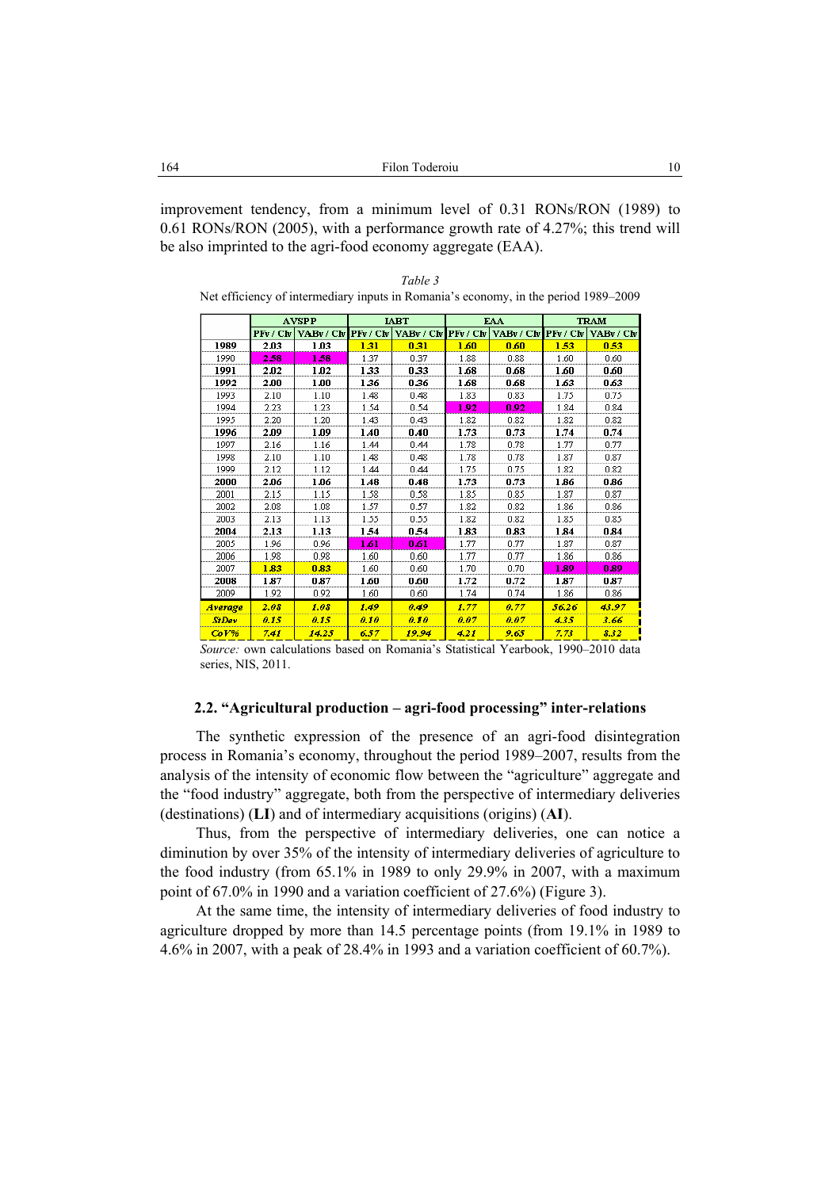improvement tendency, from a minimum level of 0.31 RONs/RON (1989) to 0.61 RONs/RON (2005), with a performance growth rate of 4.27%; this trend will be also imprinted to the agri-food economy aggregate (EAA).

*Table 3*

Net efficiency of intermediary inputs in Romania's economy, in the period 1989–2009

| | AVSPP | | IABT | | EAA | | TRAM | |
|---|---|---|---|---|---|---|---|---|
| | PFv / CIv | VABv / CIv | PFv / CIv | VABv / CIv | PFv / CIv | VABv / CIv | PFv / CIv | VABv / CIv |
| **1989** | **2.03** | **1.03** | **1.31** | **0.31** | **1.60** | **0.60** | **1.53** | **0.53** |
| 1990 | **2.58** | **1.58** | 1.37 | 0.37 | 1.88 | 0.88 | 1.60 | 0.60 |
| **1991** | **2.02** | **1.02** | **1.33** | **0.33** | **1.68** | **0.68** | **1.60** | **0.60** |
| **1992** | **2.00** | **1.00** | **1.36** | **0.36** | **1.68** | **0.68** | **1.63** | **0.63** |
| 1993 | 2.10 | 1.10 | 1.48 | 0.48 | 1.83 | 0.83 | 1.75 | 0.75 |
| 1994 | 2.23 | 1.23 | 1.54 | 0.54 | **1.92** | **0.92** | 1.84 | 0.84 |
| 1995 | 2.20 | 1.20 | 1.43 | 0.43 | 1.82 | 0.82 | 1.82 | 0.82 |
| **1996** | **2.09** | **1.09** | **1.40** | **0.40** | **1.73** | **0.73** | **1.74** | **0.74** |
| 1997 | 2.16 | 1.16 | 1.44 | 0.44 | 1.78 | 0.78 | 1.77 | 0.77 |
| 1998 | 2.10 | 1.10 | 1.48 | 0.48 | 1.78 | 0.78 | 1.87 | 0.87 |
| 1999 | 2.12 | 1.12 | 1.44 | 0.44 | 1.75 | 0.75 | 1.82 | 0.82 |
| **2000** | **2.06** | **1.06** | **1.48** | **0.48** | **1.73** | **0.73** | **1.86** | **0.86** |
| 2001 | 2.15 | 1.15 | 1.58 | 0.58 | 1.85 | 0.85 | 1.87 | 0.87 |
| 2002 | 2.08 | 1.08 | 1.57 | 0.57 | 1.82 | 0.82 | 1.86 | 0.86 |
| 2003 | 2.13 | 1.13 | 1.55 | 0.55 | 1.82 | 0.82 | 1.85 | 0.85 |
| **2004** | **2.13** | **1.13** | **1.54** | **0.54** | **1.83** | **0.83** | **1.84** | **0.84** |
| 2005 | 1.96 | 0.96 | **1.61** | **0.61** | 1.77 | 0.77 | 1.87 | 0.87 |
| 2006 | 1.98 | 0.98 | 1.60 | 0.60 | 1.77 | 0.77 | 1.86 | 0.86 |
| 2007 | **1.83** | **0.83** | 1.60 | 0.60 | 1.70 | 0.70 | **1.89** | **0.89** |
| **2008** | **1.87** | **0.87** | **1.60** | **0.60** | **1.72** | **0.72** | **1.87** | **0.87** |
| 2009 | 1.92 | 0.92 | 1.60 | 0.60 | 1.74 | 0.74 | 1.86 | 0.86 |
| ***Average*** | ***2.08*** | ***1.08*** | ***1.49*** | ***0.49*** | ***1.77*** | ***0.77*** | ***56.26*** | ***43.97*** |
| ***StDev*** | ***0.15*** | ***0.15*** | ***0.10*** | ***0.10*** | ***0.07*** | ***0.07*** | ***4.35*** | ***3.66*** |
| ***CoV%*** | ***7.41*** | ***14.25*** | ***6.57*** | ***19.94*** | ***4.21*** | ***9.65*** | ***7.73*** | ***8.32*** |

*Source:* own calculations based on Romania's Statistical Yearbook, 1990–2010 data series, NIS, 2011.

### 2.2. "Agricultural production – agri-food processing" inter-relations

The synthetic expression of the presence of an agri-food disintegration process in Romania's economy, throughout the period 1989–2007, results from the analysis of the intensity of economic flow between the "agriculture" aggregate and the "food industry" aggregate, both from the perspective of intermediary deliveries (destinations) (**LI**) and of intermediary acquisitions (origins) (**AI**).

Thus, from the perspective of intermediary deliveries, one can notice a diminution by over 35% of the intensity of intermediary deliveries of agriculture to the food industry (from 65.1% in 1989 to only 29.9% in 2007, with a maximum point of 67.0% in 1990 and a variation coefficient of 27.6%) (Figure 3).

At the same time, the intensity of intermediary deliveries of food industry to agriculture dropped by more than 14.5 percentage points (from 19.1% in 1989 to 4.6% in 2007, with a peak of 28.4% in 1993 and a variation coefficient of 60.7%).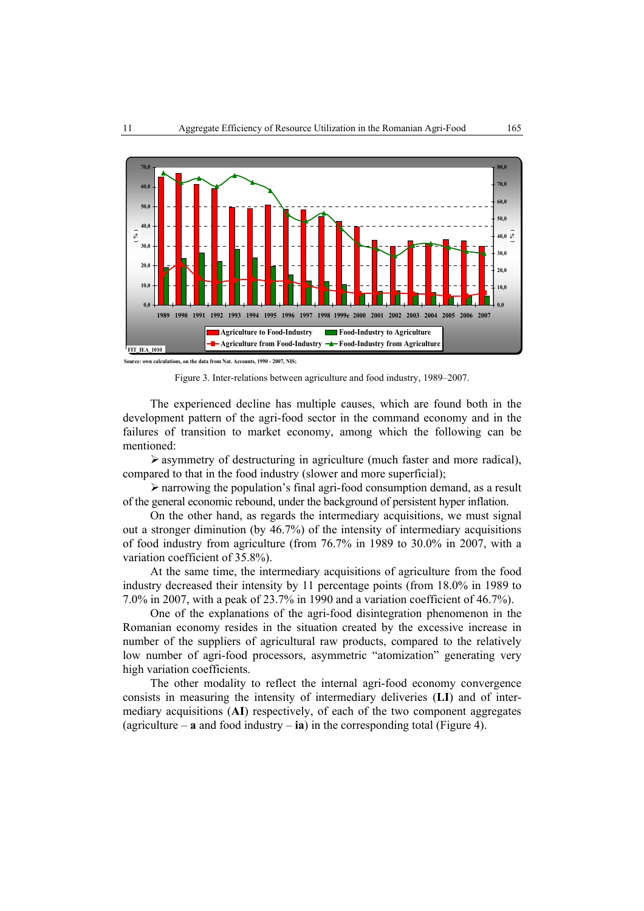Source: own calculations, on the data from Nat. Accounts, 1990 - 2007, NIS;

Figure 3. Inter-relations between agriculture and food industry, 1989–2007.

The experienced decline has multiple causes, which are found both in the development pattern of the agri-food sector in the command economy and in the failures of transition to market economy, among which the following can be mentioned:

➢ asymmetry of destructuring in agriculture (much faster and more radical), compared to that in the food industry (slower and more superficial);

➢ narrowing the population's final agri-food consumption demand, as a result of the general economic rebound, under the background of persistent hyper inflation.

On the other hand, as regards the intermediary acquisitions, we must signal out a stronger diminution (by 46.7%) of the intensity of intermediary acquisitions of food industry from agriculture (from 76.7% in 1989 to 30.0% in 2007, with a variation coefficient of 35.8%).

At the same time, the intermediary acquisitions of agriculture from the food industry decreased their intensity by 11 percentage points (from 18.0% in 1989 to 7.0% in 2007, with a peak of 23.7% in 1990 and a variation coefficient of 46.7%).

One of the explanations of the agri-food disintegration phenomenon in the Romanian economy resides in the situation created by the excessive increase in number of the suppliers of agricultural raw products, compared to the relatively low number of agri-food processors, asymmetric "atomization" generating very high variation coefficients.

The other modality to reflect the internal agri-food economy convergence consists in measuring the intensity of intermediary deliveries (**LI**) and of intermediary acquisitions (**AI**) respectively, of each of the two component aggregates (agriculture – **a** and food industry – **ia**) in the corresponding total (Figure 4).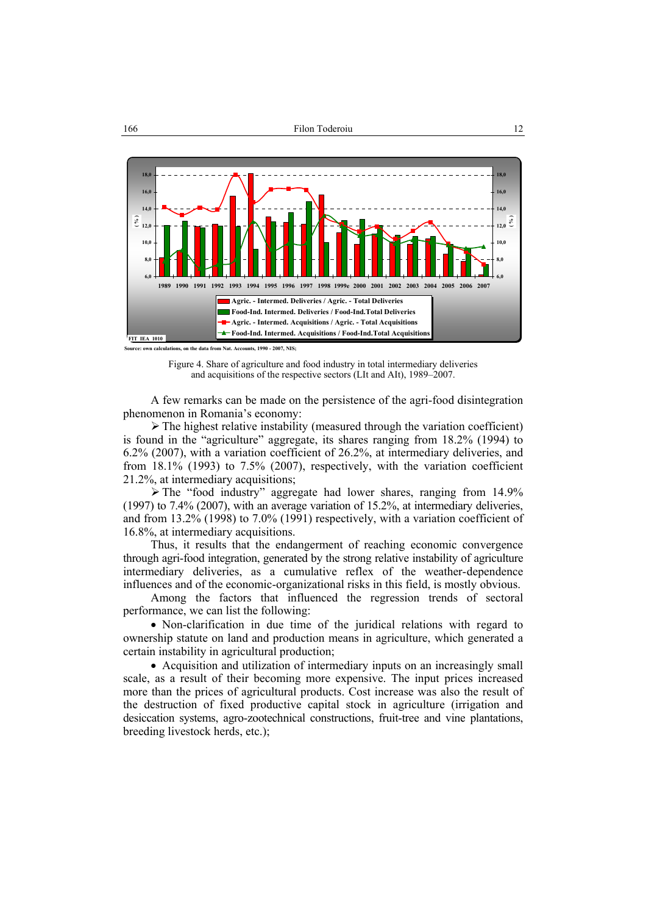Source: own calculations, on the data from Nat. Accounts, 1990 - 2007, NIS;

Figure 4. Share of agriculture and food industry in total intermediary deliveries and acquisitions of the respective sectors (LIt and AIt), 1989–2007.

A few remarks can be made on the persistence of the agri-food disintegration phenomenon in Romania's economy:

➢ The highest relative instability (measured through the variation coefficient) is found in the "agriculture" aggregate, its shares ranging from 18.2% (1994) to 6.2% (2007), with a variation coefficient of 26.2%, at intermediary deliveries, and from 18.1% (1993) to 7.5% (2007), respectively, with the variation coefficient 21.2%, at intermediary acquisitions;

➢ The "food industry" aggregate had lower shares, ranging from 14.9% (1997) to 7.4% (2007), with an average variation of 15.2%, at intermediary deliveries, and from 13.2% (1998) to 7.0% (1991) respectively, with a variation coefficient of 16.8%, at intermediary acquisitions.

Thus, it results that the endangerment of reaching economic convergence through agri-food integration, generated by the strong relative instability of agriculture intermediary deliveries, as a cumulative reflex of the weather-dependence influences and of the economic-organizational risks in this field, is mostly obvious.

Among the factors that influenced the regression trends of sectoral performance, we can list the following:

- Non-clarification in due time of the juridical relations with regard to ownership statute on land and production means in agriculture, which generated a certain instability in agricultural production;
- Acquisition and utilization of intermediary inputs on an increasingly small scale, as a result of their becoming more expensive. The input prices increased more than the prices of agricultural products. Cost increase was also the result of the destruction of fixed productive capital stock in agriculture (irrigation and desiccation systems, agro-zootechnical constructions, fruit-tree and vine plantations, breeding livestock herds, etc.);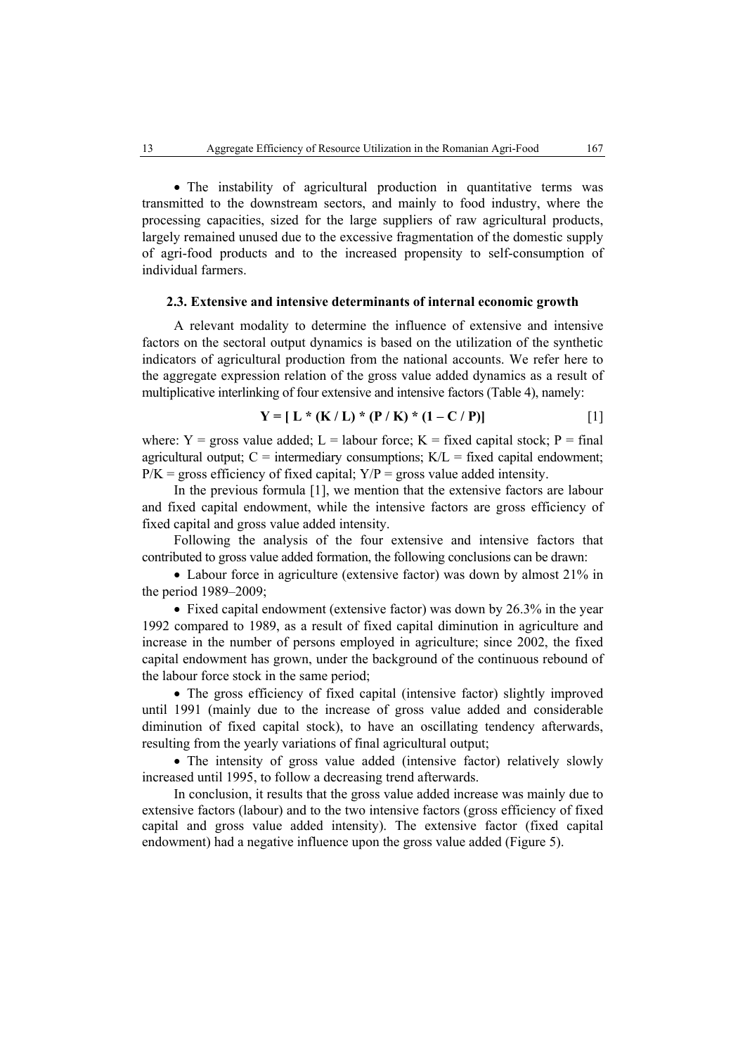- The instability of agricultural production in quantitative terms was transmitted to the downstream sectors, and mainly to food industry, where the processing capacities, sized for the large suppliers of raw agricultural products, largely remained unused due to the excessive fragmentation of the domestic supply of agri-food products and to the increased propensity to self-consumption of individual farmers.

### 2.3. Extensive and intensive determinants of internal economic growth

A relevant modality to determine the influence of extensive and intensive factors on the sectoral output dynamics is based on the utilization of the synthetic indicators of agricultural production from the national accounts. We refer here to the aggregate expression relation of the gross value added dynamics as a result of multiplicative interlinking of four extensive and intensive factors (Table 4), namely:

$$\mathbf{Y = [\, L * (K / L) * (P / K) * (1 - C / P)]} \qquad [1]$$

where: $Y$ = gross value added; $L$ = labour force; $K$ = fixed capital stock; $P$ = final agricultural output; $C$ = intermediary consumptions; $K/L$ = fixed capital endowment; $P/K$ = gross efficiency of fixed capital; $Y/P$ = gross value added intensity.

In the previous formula [1], we mention that the extensive factors are labour and fixed capital endowment, while the intensive factors are gross efficiency of fixed capital and gross value added intensity.

Following the analysis of the four extensive and intensive factors that contributed to gross value added formation, the following conclusions can be drawn:

- Labour force in agriculture (extensive factor) was down by almost 21% in the period 1989–2009;
- Fixed capital endowment (extensive factor) was down by 26.3% in the year 1992 compared to 1989, as a result of fixed capital diminution in agriculture and increase in the number of persons employed in agriculture; since 2002, the fixed capital endowment has grown, under the background of the continuous rebound of the labour force stock in the same period;
- The gross efficiency of fixed capital (intensive factor) slightly improved until 1991 (mainly due to the increase of gross value added and considerable diminution of fixed capital stock), to have an oscillating tendency afterwards, resulting from the yearly variations of final agricultural output;
- The intensity of gross value added (intensive factor) relatively slowly increased until 1995, to follow a decreasing trend afterwards.

In conclusion, it results that the gross value added increase was mainly due to extensive factors (labour) and to the two intensive factors (gross efficiency of fixed capital and gross value added intensity). The extensive factor (fixed capital endowment) had a negative influence upon the gross value added (Figure 5).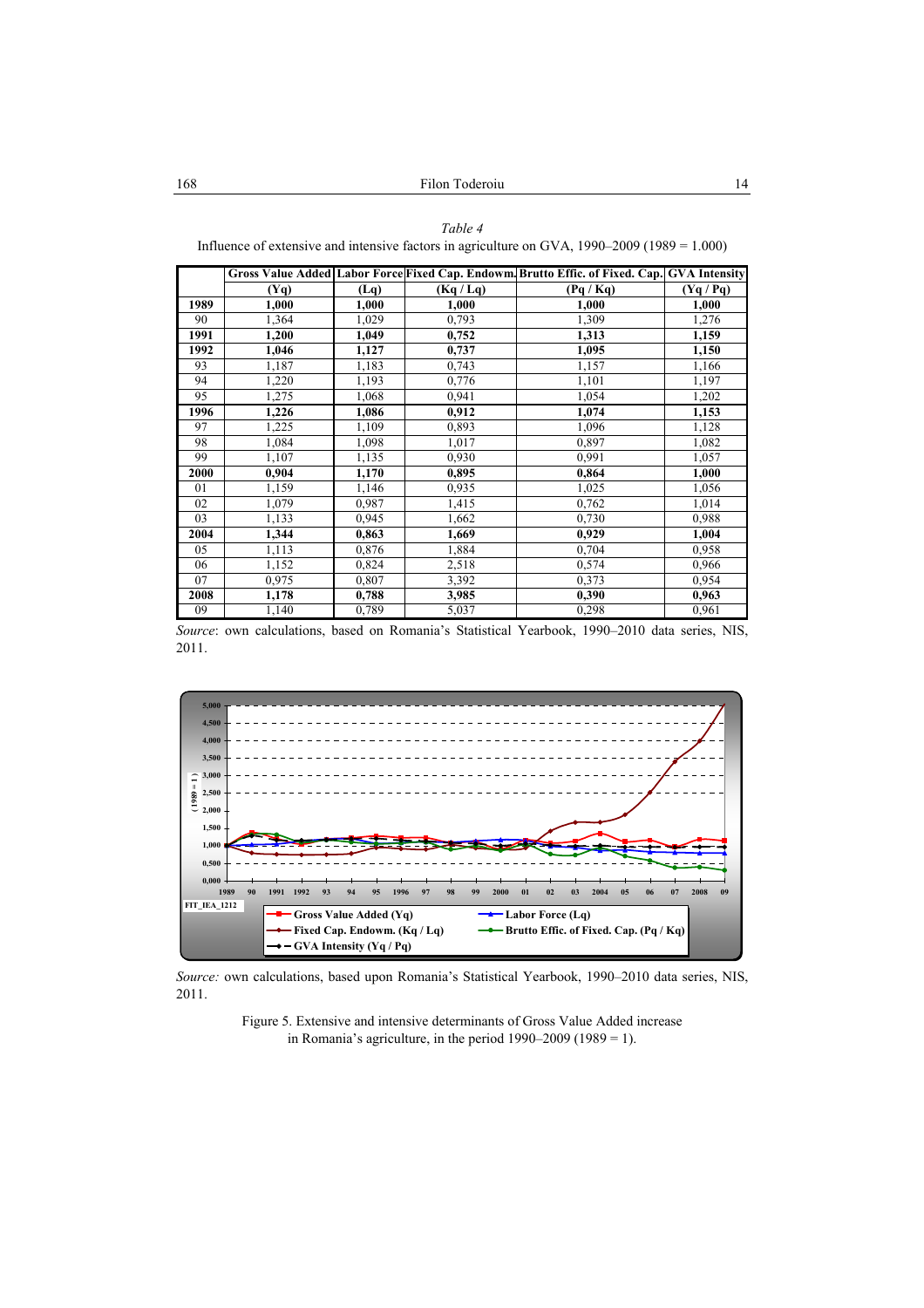*Table 4*

Influence of extensive and intensive factors in agriculture on GVA, 1990–2009 (1989 = 1.000)

| | Gross Value Added (Yq) | Labor Force (Lq) | Fixed Cap. Endowm. (Kq / Lq) | Brutto Effic. of Fixed. Cap. (Pq / Kq) | GVA Intensity (Yq / Pq) |
|---|---|---|---|---|---|
| **1989** | **1,000** | **1,000** | **1,000** | **1,000** | **1,000** |
| 90 | 1,364 | 1,029 | 0,793 | 1,309 | 1,276 |
| **1991** | **1,200** | **1,049** | **0,752** | **1,313** | **1,159** |
| **1992** | **1,046** | **1,127** | **0,737** | **1,095** | **1,150** |
| 93 | 1,187 | 1,183 | 0,743 | 1,157 | 1,166 |
| 94 | 1,220 | 1,193 | 0,776 | 1,101 | 1,197 |
| 95 | 1,275 | 1,068 | 0,941 | 1,054 | 1,202 |
| **1996** | **1,226** | **1,086** | **0,912** | **1,074** | **1,153** |
| 97 | 1,225 | 1,109 | 0,893 | 1,096 | 1,128 |
| 98 | 1,084 | 1,098 | 1,017 | 0,897 | 1,082 |
| 99 | 1,107 | 1,135 | 0,930 | 0,991 | 1,057 |
| **2000** | **0,904** | **1,170** | **0,895** | **0,864** | **1,000** |
| 01 | 1,159 | 1,146 | 0,935 | 1,025 | 1,056 |
| 02 | 1,079 | 0,987 | 1,415 | 0,762 | 1,014 |
| 03 | 1,133 | 0,945 | 1,662 | 0,730 | 0,988 |
| **2004** | **1,344** | **0,863** | **1,669** | **0,929** | **1,004** |
| 05 | 1,113 | 0,876 | 1,884 | 0,704 | 0,958 |
| 06 | 1,152 | 0,824 | 2,518 | 0,574 | 0,966 |
| 07 | 0,975 | 0,807 | 3,392 | 0,373 | 0,954 |
| **2008** | **1,178** | **0,788** | **3,985** | **0,390** | **0,963** |
| 09 | 1,140 | 0,789 | 5,037 | 0,298 | 0,961 |

*Source*: own calculations, based on Romania's Statistical Yearbook, 1990–2010 data series, NIS, 2011.

*Source:* own calculations, based upon Romania's Statistical Yearbook, 1990–2010 data series, NIS, 2011.

Figure 5. Extensive and intensive determinants of Gross Value Added increase in Romania's agriculture, in the period 1990–2009 (1989 = 1).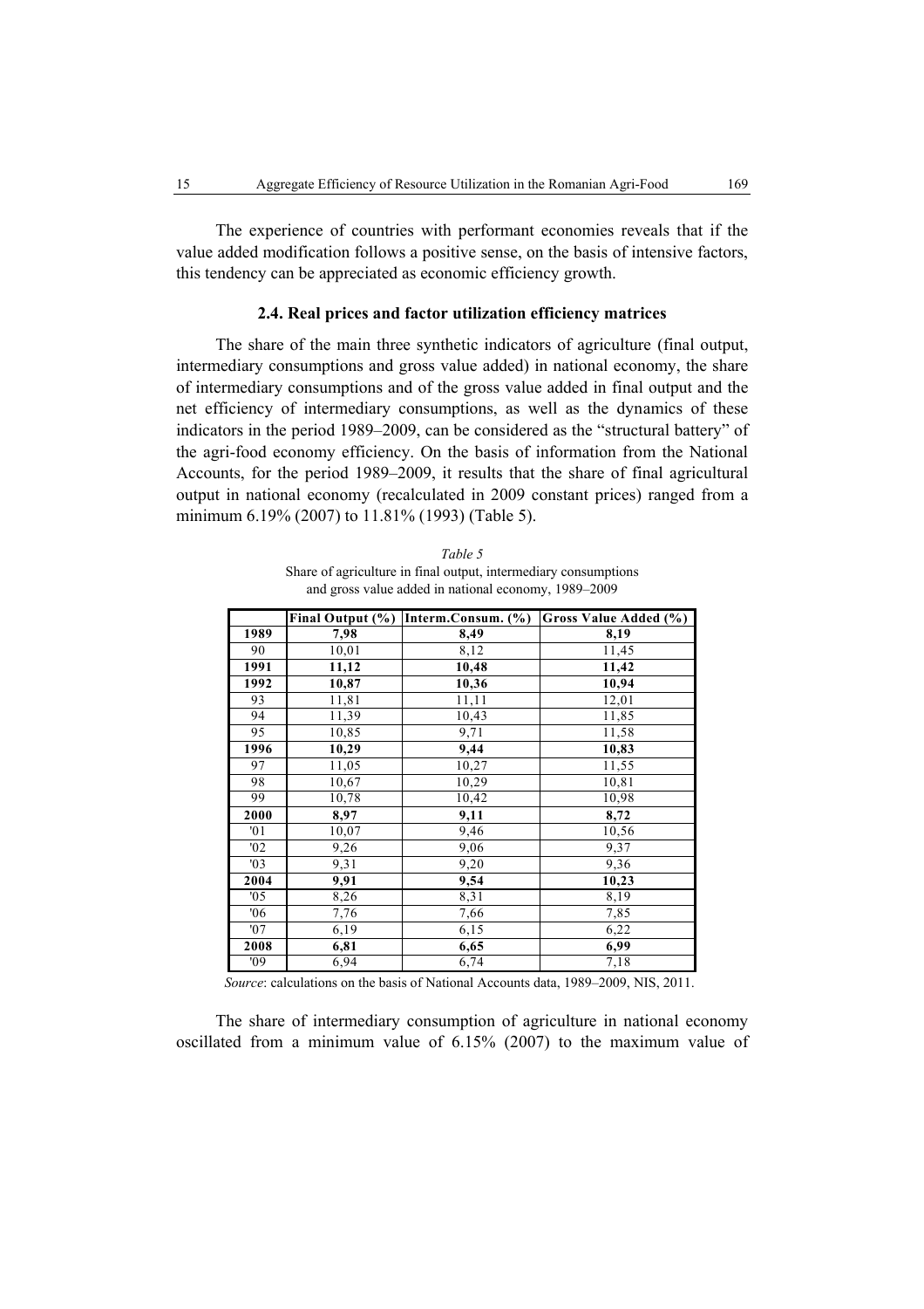The experience of countries with performant economies reveals that if the value added modification follows a positive sense, on the basis of intensive factors, this tendency can be appreciated as economic efficiency growth.

### 2.4. Real prices and factor utilization efficiency matrices

The share of the main three synthetic indicators of agriculture (final output, intermediary consumptions and gross value added) in national economy, the share of intermediary consumptions and of the gross value added in final output and the net efficiency of intermediary consumptions, as well as the dynamics of these indicators in the period 1989–2009, can be considered as the "structural battery" of the agri-food economy efficiency. On the basis of information from the National Accounts, for the period 1989–2009, it results that the share of final agricultural output in national economy (recalculated in 2009 constant prices) ranged from a minimum 6.19% (2007) to 11.81% (1993) (Table 5).

*Table 5*

Share of agriculture in final output, intermediary consumptions and gross value added in national economy, 1989–2009

| | **Final Output (%)** | **Interm.Consum. (%)** | **Gross Value Added (%)** |
|---|---|---|---|
| **1989** | **7,98** | **8,49** | **8,19** |
| 90 | 10,01 | 8,12 | 11,45 |
| **1991** | **11,12** | **10,48** | **11,42** |
| **1992** | **10,87** | **10,36** | **10,94** |
| 93 | 11,81 | 11,11 | 12,01 |
| 94 | 11,39 | 10,43 | 11,85 |
| 95 | 10,85 | 9,71 | 11,58 |
| **1996** | **10,29** | **9,44** | **10,83** |
| 97 | 11,05 | 10,27 | 11,55 |
| 98 | 10,67 | 10,29 | 10,81 |
| 99 | 10,78 | 10,42 | 10,98 |
| **2000** | **8,97** | **9,11** | **8,72** |
| '01 | 10,07 | 9,46 | 10,56 |
| '02 | 9,26 | 9,06 | 9,37 |
| '03 | 9,31 | 9,20 | 9,36 |
| **2004** | **9,91** | **9,54** | **10,23** |
| '05 | 8,26 | 8,31 | 8,19 |
| '06 | 7,76 | 7,66 | 7,85 |
| '07 | 6,19 | 6,15 | 6,22 |
| **2008** | **6,81** | **6,65** | **6,99** |
| '09 | 6,94 | 6,74 | 7,18 |

*Source*: calculations on the basis of National Accounts data, 1989–2009, NIS, 2011.

The share of intermediary consumption of agriculture in national economy oscillated from a minimum value of 6.15% (2007) to the maximum value of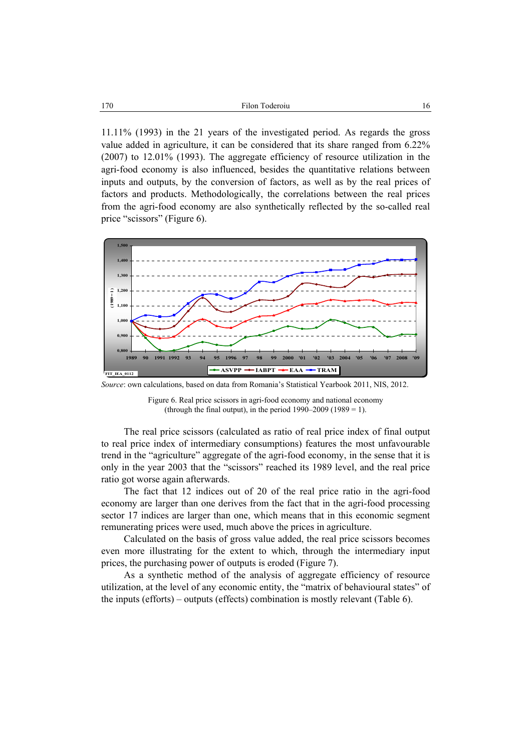11.11% (1993) in the 21 years of the investigated period. As regards the gross value added in agriculture, it can be considered that its share ranged from 6.22% (2007) to 12.01% (1993). The aggregate efficiency of resource utilization in the agri-food economy is also influenced, besides the quantitative relations between inputs and outputs, by the conversion of factors, as well as by the real prices of factors and products. Methodologically, the correlations between the real prices from the agri-food economy are also synthetically reflected by the so-called real price "scissors" (Figure 6).

*Source*: own calculations, based on data from Romania's Statistical Yearbook 2011, NIS, 2012.

Figure 6. Real price scissors in agri-food economy and national economy (through the final output), in the period 1990–2009 (1989 = 1).

The real price scissors (calculated as ratio of real price index of final output to real price index of intermediary consumptions) features the most unfavourable trend in the "agriculture" aggregate of the agri-food economy, in the sense that it is only in the year 2003 that the "scissors" reached its 1989 level, and the real price ratio got worse again afterwards.

The fact that 12 indices out of 20 of the real price ratio in the agri-food economy are larger than one derives from the fact that in the agri-food processing sector 17 indices are larger than one, which means that in this economic segment remunerating prices were used, much above the prices in agriculture.

Calculated on the basis of gross value added, the real price scissors becomes even more illustrating for the extent to which, through the intermediary input prices, the purchasing power of outputs is eroded (Figure 7).

As a synthetic method of the analysis of aggregate efficiency of resource utilization, at the level of any economic entity, the "matrix of behavioural states" of the inputs (efforts) – outputs (effects) combination is mostly relevant (Table 6).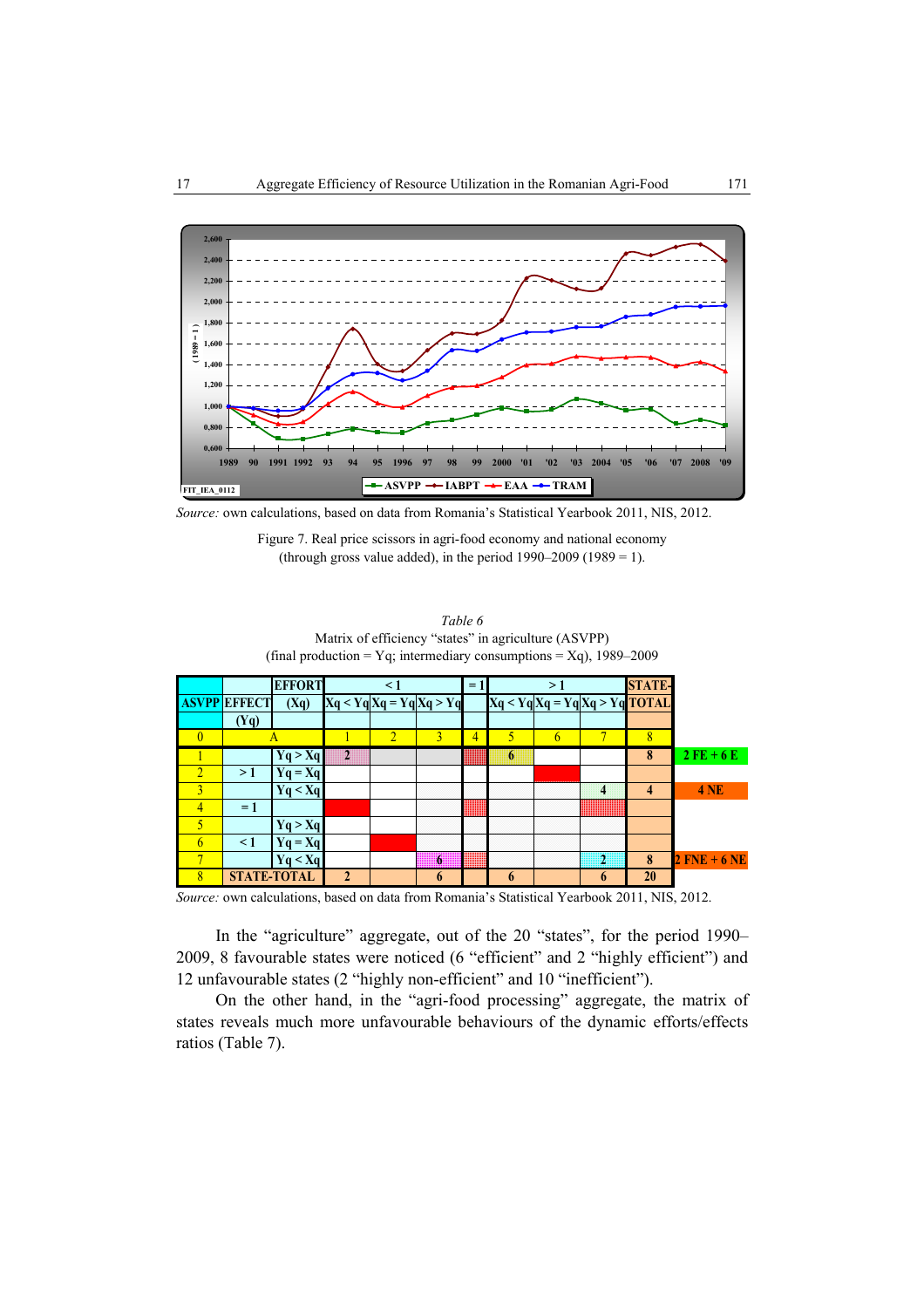Source: own calculations, based on data from Romania's Statistical Yearbook 2011, NIS, 2012.

Figure 7. Real price scissors in agri-food economy and national economy (through gross value added), in the period 1990–2009 (1989 = 1).

*Table 6*

Matrix of efficiency "states" in agriculture (ASVPP)
(final production = Yq; intermediary consumptions = Xq), 1989–2009

| | | EFFORT | < 1 | | | = 1 | > 1 | | | STATE- | |
|---|---|---|---|---|---|---|---|---|---|---|---|
| ASVPP | EFFECT | (Xq) | Xq < Yq | Xq = Yq | Xq > Yq | | Xq < Yq | Xq = Yq | Xq > Yq | TOTAL | |
| | (Yq) | | | | | | | | | | |
| 0 | A | | 1 | 2 | 3 | 4 | 5 | 6 | 7 | 8 | |
| 1 | | Yq > Xq | 2 | | | | 6 | | | 8 | 2 FE + 6 E |
| 2 | > 1 | Yq = Xq | | | | | | | | | |
| 3 | | Yq < Xq | | | | | | | 4 | 4 | 4 NE |
| 4 | = 1 | | | | | | | | | | |
| 5 | | Yq > Xq | | | | | | | | | |
| 6 | < 1 | Yq = Xq | | | | | | | | | |
| 7 | | Yq < Xq | | | 6 | | | | 2 | 8 | 2 FNE + 6 NE |
| 8 | STATE-TOTAL | | 2 | | 6 | | 6 | | 6 | 20 | |

Source: own calculations, based on data from Romania's Statistical Yearbook 2011, NIS, 2012.

In the "agriculture" aggregate, out of the 20 "states", for the period 1990–2009, 8 favourable states were noticed (6 "efficient" and 2 "highly efficient") and 12 unfavourable states (2 "highly non-efficient" and 10 "inefficient").

On the other hand, in the "agri-food processing" aggregate, the matrix of states reveals much more unfavourable behaviours of the dynamic efforts/effects ratios (Table 7).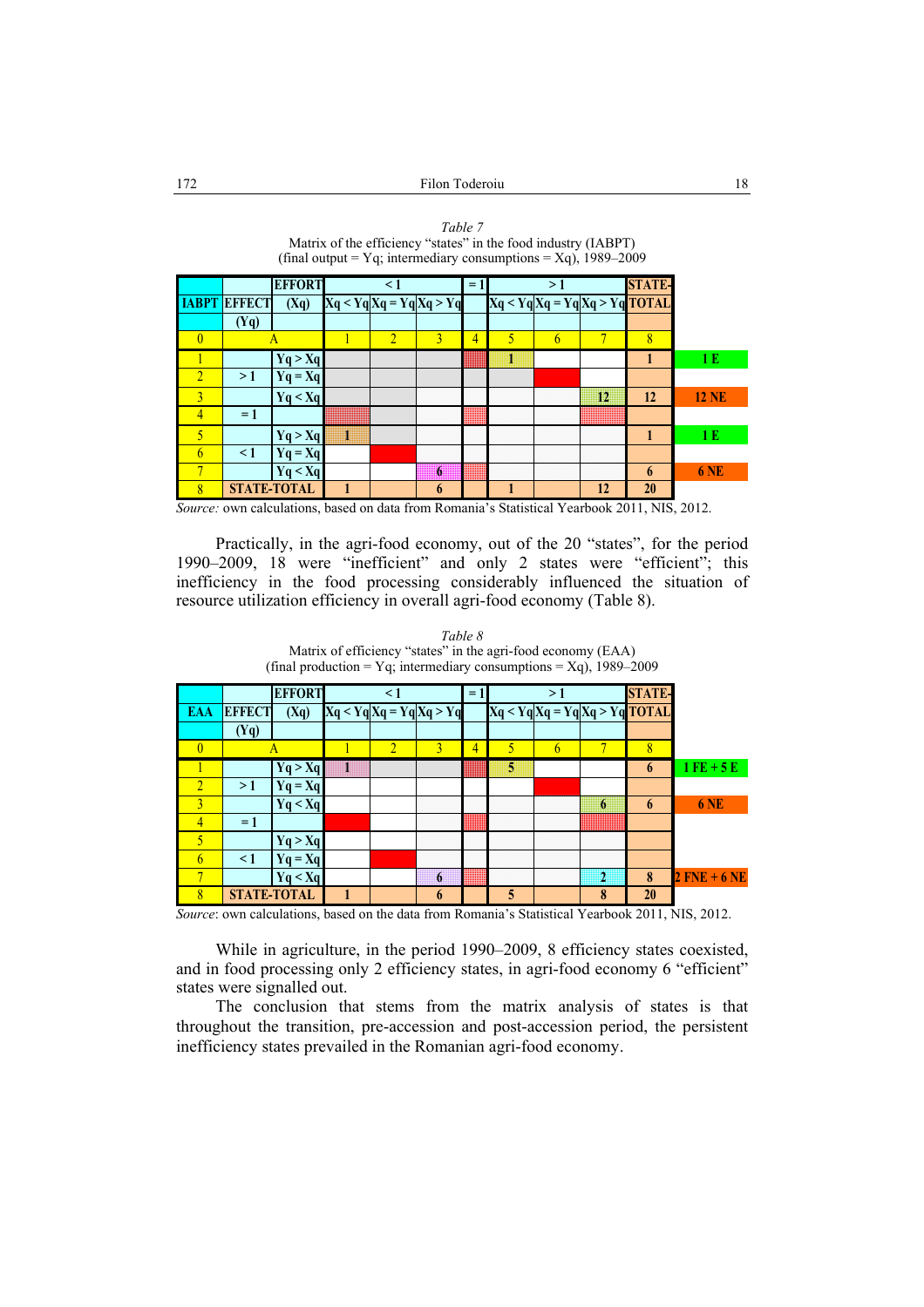*Table 7*

Matrix of the efficiency "states" in the food industry (IABPT)
(final output = Yq; intermediary consumptions = Xq), 1989–2009

| IABPT | EFFECT (Yq) | EFFORT (Xq) | < 1 Xq < Yq | < 1 Xq = Yq | < 1 Xq > Yq | = 1 | > 1 Xq < Yq | > 1 Xq = Yq | > 1 Xq > Yq | STATE-TOTAL | |
|---|---|---|---|---|---|---|---|---|---|---|---|
| 0 | A | | 1 | 2 | 3 | 4 | 5 | 6 | 7 | 8 | |
| 1 | | Yq > Xq | | | | | 1 | | | 1 | 1 E |
| 2 | > 1 | Yq = Xq | | | | | | | | | |
| 3 | | Yq < Xq | | | | | | | 12 | 12 | 12 NE |
| 4 | = 1 | | | | | | | | | | |
| 5 | | Yq > Xq | 1 | | | | | | | 1 | 1 E |
| 6 | < 1 | Yq = Xq | | | | | | | | | |
| 7 | | Yq < Xq | | | 6 | | | | | 6 | 6 NE |
| 8 | STATE-TOTAL | | 1 | | 6 | | 1 | | 12 | 20 | |

*Source:* own calculations, based on data from Romania's Statistical Yearbook 2011, NIS, 2012.

Practically, in the agri-food economy, out of the 20 "states", for the period 1990–2009, 18 were "inefficient" and only 2 states were "efficient"; this inefficiency in the food processing considerably influenced the situation of resource utilization efficiency in overall agri-food economy (Table 8).

*Table 8*

Matrix of efficiency "states" in the agri-food economy (EAA)
(final production = Yq; intermediary consumptions = Xq), 1989–2009

| EAA | EFFECT (Yq) | EFFORT (Xq) | < 1 Xq < Yq | < 1 Xq = Yq | < 1 Xq > Yq | = 1 | > 1 Xq < Yq | > 1 Xq = Yq | > 1 Xq > Yq | STATE-TOTAL | |
|---|---|---|---|---|---|---|---|---|---|---|---|
| 0 | A | | 1 | 2 | 3 | 4 | 5 | 6 | 7 | 8 | |
| 1 | | Yq > Xq | 1 | | | | 5 | | | 6 | 1 FE + 5 E |
| 2 | > 1 | Yq = Xq | | | | | | | | | |
| 3 | | Yq < Xq | | | | | | | 6 | 6 | 6 NE |
| 4 | = 1 | | | | | | | | | | |
| 5 | | Yq > Xq | | | | | | | | | |
| 6 | < 1 | Yq = Xq | | | | | | | | | |
| 7 | | Yq < Xq | | | 6 | | | | 2 | 8 | 2 FNE + 6 NE |
| 8 | STATE-TOTAL | | 1 | | 6 | | 5 | | 8 | 20 | |

*Source*: own calculations, based on the data from Romania's Statistical Yearbook 2011, NIS, 2012.

While in agriculture, in the period 1990–2009, 8 efficiency states coexisted, and in food processing only 2 efficiency states, in agri-food economy 6 "efficient" states were signalled out.

The conclusion that stems from the matrix analysis of states is that throughout the transition, pre-accession and post-accession period, the persistent inefficiency states prevailed in the Romanian agri-food economy.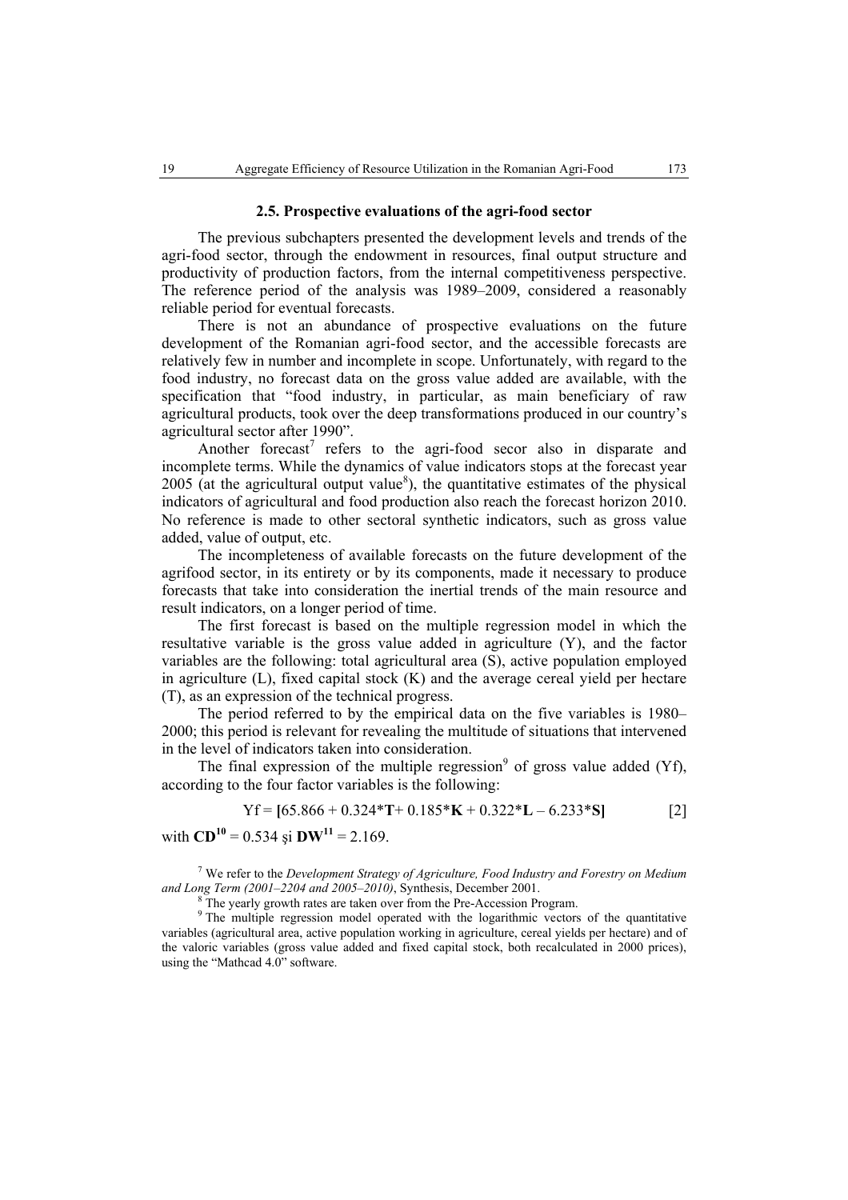### 2.5. Prospective evaluations of the agri-food sector

The previous subchapters presented the development levels and trends of the agri-food sector, through the endowment in resources, final output structure and productivity of production factors, from the internal competitiveness perspective. The reference period of the analysis was 1989–2009, considered a reasonably reliable period for eventual forecasts.

There is not an abundance of prospective evaluations on the future development of the Romanian agri-food sector, and the accessible forecasts are relatively few in number and incomplete in scope. Unfortunately, with regard to the food industry, no forecast data on the gross value added are available, with the specification that "food industry, in particular, as main beneficiary of raw agricultural products, took over the deep transformations produced in our country's agricultural sector after 1990".

Another forecast[7] refers to the agri-food secor also in disparate and incomplete terms. While the dynamics of value indicators stops at the forecast year 2005 (at the agricultural output value[8]), the quantitative estimates of the physical indicators of agricultural and food production also reach the forecast horizon 2010. No reference is made to other sectoral synthetic indicators, such as gross value added, value of output, etc.

The incompleteness of available forecasts on the future development of the agrifood sector, in its entirety or by its components, made it necessary to produce forecasts that take into consideration the inertial trends of the main resource and result indicators, on a longer period of time.

The first forecast is based on the multiple regression model in which the resultative variable is the gross value added in agriculture (Y), and the factor variables are the following: total agricultural area (S), active population employed in agriculture (L), fixed capital stock (K) and the average cereal yield per hectare (T), as an expression of the technical progress.

The period referred to by the empirical data on the five variables is 1980–2000; this period is relevant for revealing the multitude of situations that intervened in the level of indicators taken into consideration.

The final expression of the multiple regression[9] of gross value added (Yf), according to the four factor variables is the following:

$$Yf = [65.866 + 0.324*\mathbf{T} + 0.185*\mathbf{K} + 0.322*\mathbf{L} - 6.233*\mathbf{S}] \qquad [2]$$

with **CD**[10] = 0.534 şi **DW**[11] = 2.169.

[7] We refer to the *Development Strategy of Agriculture, Food Industry and Forestry on Medium and Long Term (2001–2204 and 2005–2010)*, Synthesis, December 2001.

[8] The yearly growth rates are taken over from the Pre-Accession Program.

[9] The multiple regression model operated with the logarithmic vectors of the quantitative variables (agricultural area, active population working in agriculture, cereal yields per hectare) and of the valoric variables (gross value added and fixed capital stock, both recalculated in 2000 prices), using the "Mathcad 4.0" software.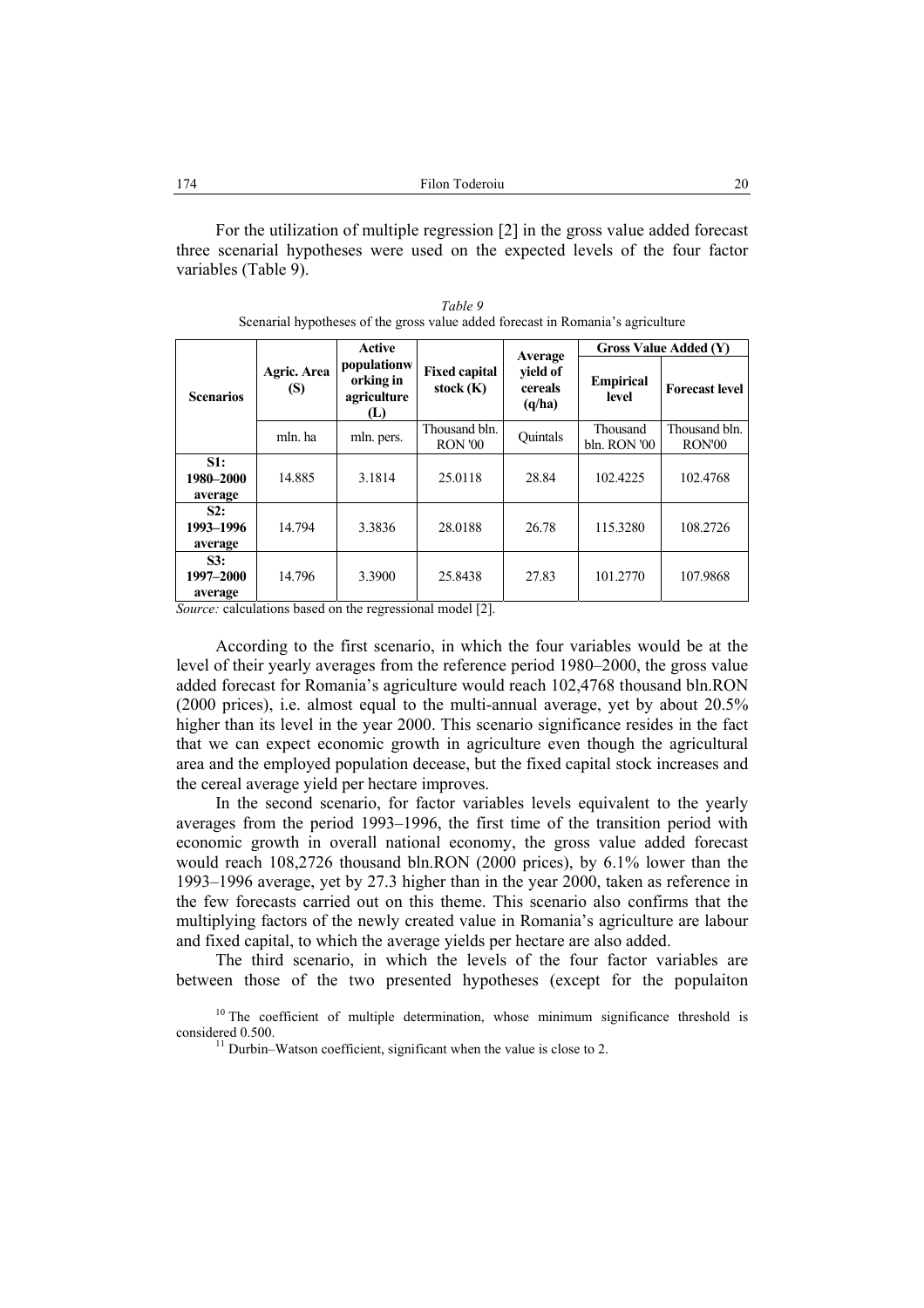For the utilization of multiple regression [2] in the gross value added forecast three scenarial hypotheses were used on the expected levels of the four factor variables (Table 9).

*Table 9*
Scenarial hypotheses of the gross value added forecast in Romania's agriculture

| Scenarios | Agric. Area (S) | Active populationw orking in agriculture (L) | Fixed capital stock (K) | Average yield of cereals (q/ha) | Gross Value Added (Y) | |
|---|---|---|---|---|---|---|
| | | | | | Empirical level | Forecast level |
| | mln. ha | mln. pers. | Thousand bln. RON '00 | Quintals | Thousand bln. RON '00 | Thousand bln. RON'00 |
| **S1: 1980–2000 average** | 14.885 | 3.1814 | 25.0118 | 28.84 | 102.4225 | 102.4768 |
| **S2: 1993–1996 average** | 14.794 | 3.3836 | 28.0188 | 26.78 | 115.3280 | 108.2726 |
| **S3: 1997–2000 average** | 14.796 | 3.3900 | 25.8438 | 27.83 | 101.2770 | 107.9868 |

*Source:* calculations based on the regressional model [2].

According to the first scenario, in which the four variables would be at the level of their yearly averages from the reference period 1980–2000, the gross value added forecast for Romania's agriculture would reach 102,4768 thousand bln.RON (2000 prices), i.e. almost equal to the multi-annual average, yet by about 20.5% higher than its level in the year 2000. This scenario significance resides in the fact that we can expect economic growth in agriculture even though the agricultural area and the employed population decease, but the fixed capital stock increases and the cereal average yield per hectare improves.

In the second scenario, for factor variables levels equivalent to the yearly averages from the period 1993–1996, the first time of the transition period with economic growth in overall national economy, the gross value added forecast would reach 108,2726 thousand bln.RON (2000 prices), by 6.1% lower than the 1993–1996 average, yet by 27.3 higher than in the year 2000, taken as reference in the few forecasts carried out on this theme. This scenario also confirms that the multiplying factors of the newly created value in Romania's agriculture are labour and fixed capital, to which the average yields per hectare are also added.

The third scenario, in which the levels of the four factor variables are between those of the two presented hypotheses (except for the populaiton

[10] The coefficient of multiple determination, whose minimum significance threshold is considered 0.500.

[11] Durbin–Watson coefficient, significant when the value is close to 2.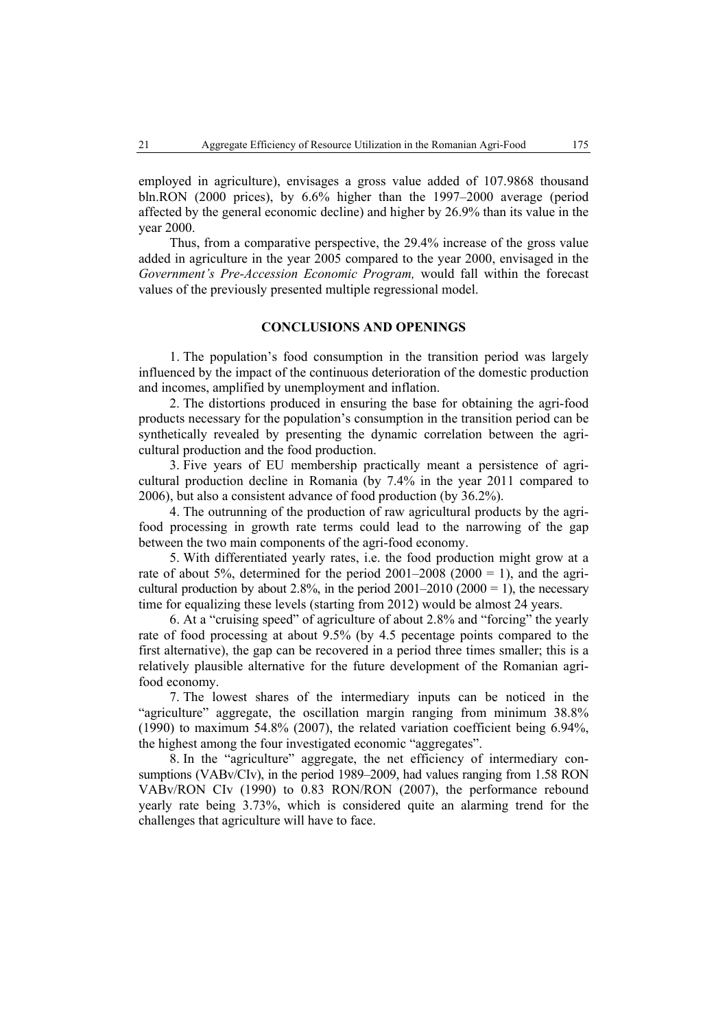employed in agriculture), envisages a gross value added of 107.9868 thousand bln.RON (2000 prices), by 6.6% higher than the 1997–2000 average (period affected by the general economic decline) and higher by 26.9% than its value in the year 2000.

Thus, from a comparative perspective, the 29.4% increase of the gross value added in agriculture in the year 2005 compared to the year 2000, envisaged in the *Government's Pre-Accession Economic Program,* would fall within the forecast values of the previously presented multiple regressional model.

## CONCLUSIONS AND OPENINGS

1. The population's food consumption in the transition period was largely influenced by the impact of the continuous deterioration of the domestic production and incomes, amplified by unemployment and inflation.

2. The distortions produced in ensuring the base for obtaining the agri-food products necessary for the population's consumption in the transition period can be synthetically revealed by presenting the dynamic correlation between the agricultural production and the food production.

3. Five years of EU membership practically meant a persistence of agricultural production decline in Romania (by 7.4% in the year 2011 compared to 2006), but also a consistent advance of food production (by 36.2%).

4. The outrunning of the production of raw agricultural products by the agri-food processing in growth rate terms could lead to the narrowing of the gap between the two main components of the agri-food economy.

5. With differentiated yearly rates, i.e. the food production might grow at a rate of about 5%, determined for the period 2001–2008 (2000 = 1), and the agricultural production by about 2.8%, in the period 2001–2010 (2000 = 1), the necessary time for equalizing these levels (starting from 2012) would be almost 24 years.

6. At a "cruising speed" of agriculture of about 2.8% and "forcing" the yearly rate of food processing at about 9.5% (by 4.5 pecentage points compared to the first alternative), the gap can be recovered in a period three times smaller; this is a relatively plausible alternative for the future development of the Romanian agri-food economy.

7. The lowest shares of the intermediary inputs can be noticed in the "agriculture" aggregate, the oscillation margin ranging from minimum 38.8% (1990) to maximum 54.8% (2007), the related variation coefficient being 6.94%, the highest among the four investigated economic "aggregates".

8. In the "agriculture" aggregate, the net efficiency of intermediary consumptions (VABv/CIv), in the period 1989–2009, had values ranging from 1.58 RON VABv/RON CIv (1990) to 0.83 RON/RON (2007), the performance rebound yearly rate being 3.73%, which is considered quite an alarming trend for the challenges that agriculture will have to face.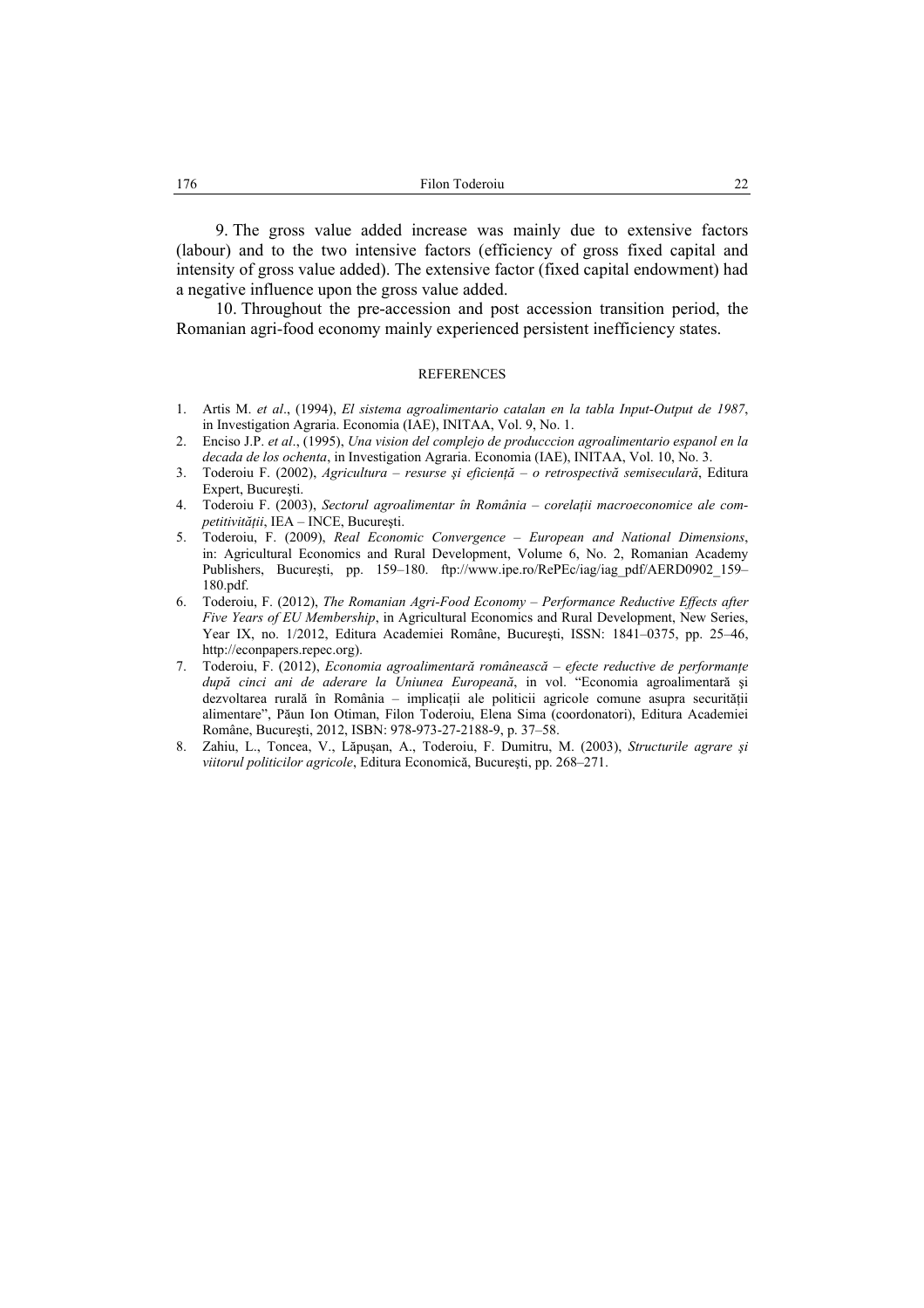9. The gross value added increase was mainly due to extensive factors (labour) and to the two intensive factors (efficiency of gross fixed capital and intensity of gross value added). The extensive factor (fixed capital endowment) had a negative influence upon the gross value added.

10. Throughout the pre-accession and post accession transition period, the Romanian agri-food economy mainly experienced persistent inefficiency states.

## REFERENCES

1. Artis M. *et al*., (1994), *El sistema agroalimentario catalan en la tabla Input-Output de 1987*, in Investigation Agraria. Economia (IAE), INITAA, Vol. 9, No. 1.
2. Enciso J.P. *et al*., (1995), *Una vision del complejo de producccion agroalimentario espanol en la decada de los ochenta*, in Investigation Agraria. Economia (IAE), INITAA, Vol. 10, No. 3.
3. Toderoiu F. (2002), *Agricultura – resurse şi eficienţă – o retrospectivă semiseculară*, Editura Expert, Bucureşti.
4. Toderoiu F. (2003), *Sectorul agroalimentar în România – corelaţii macroeconomice ale competitivităţii*, IEA – INCE, Bucureşti.
5. Toderoiu, F. (2009), *Real Economic Convergence – European and National Dimensions*, in: Agricultural Economics and Rural Development, Volume 6, No. 2, Romanian Academy Publishers, Bucureşti, pp. 159–180. ftp://www.ipe.ro/RePEc/iag/iag_pdf/AERD0902_159–180.pdf.
6. Toderoiu, F. (2012), *The Romanian Agri-Food Economy – Performance Reductive Effects after Five Years of EU Membership*, in Agricultural Economics and Rural Development, New Series, Year IX, no. 1/2012, Editura Academiei Române, Bucureşti, ISSN: 1841–0375, pp. 25–46, http://econpapers.repec.org).
7. Toderoiu, F. (2012), *Economia agroalimentară românească – efecte reductive de performanţe după cinci ani de aderare la Uniunea Europeană*, in vol. "Economia agroalimentară şi dezvoltarea rurală în România – implicaţii ale politicii agricole comune asupra securităţii alimentare", Păun Ion Otiman, Filon Toderoiu, Elena Sima (coordonatori), Editura Academiei Române, Bucureşti, 2012, ISBN: 978-973-27-2188-9, p. 37–58.
8. Zahiu, L., Toncea, V., Lăpuşan, A., Toderoiu, F. Dumitru, M. (2003), *Structurile agrare şi viitorul politicilor agricole*, Editura Economică, Bucureşti, pp. 268–271.